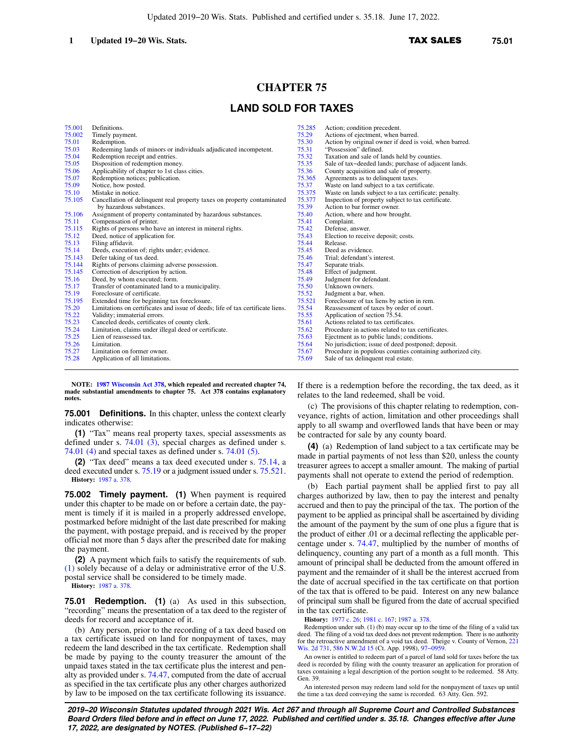# CHAPTER 75

## LAND SOLD FOR TAXES

| | | | |
|---|---|---|---|
| 75.001 | Definitions. | 75.285 | Action; condition precedent. |
| 75.002 | Timely payment. | 75.29 | Actions of ejectment, when barred. |
| 75.01 | Redemption. | 75.30 | Action by original owner if deed is void, when barred. |
| 75.03 | Redeeming lands of minors or individuals adjudicated incompetent. | 75.31 | "Possession" defined. |
| 75.04 | Redemption receipt and entries. | 75.32 | Taxation and sale of lands held by counties. |
| 75.05 | Disposition of redemption money. | 75.35 | Sale of tax−deeded lands; purchase of adjacent lands. |
| 75.06 | Applicability of chapter to 1st class cities. | 75.36 | County acquisition and sale of property. |
| 75.07 | Redemption notices; publication. | 75.365 | Agreements as to delinquent taxes. |
| 75.09 | Notice, how posted. | 75.37 | Waste on land subject to a tax certificate. |
| 75.10 | Mistake in notice. | 75.375 | Waste on lands subject to a tax certificate; penalty. |
| 75.105 | Cancellation of delinquent real property taxes on property contaminated by hazardous substances. | 75.377 | Inspection of property subject to tax certificate. |
| 75.106 | Assignment of property contaminated by hazardous substances. | 75.39 | Action to bar former owner. |
| 75.11 | Compensation of printer. | 75.40 | Action, where and how brought. |
| 75.115 | Rights of persons who have an interest in mineral rights. | 75.41 | Complaint. |
| 75.12 | Deed, notice of application for. | 75.42 | Defense, answer. |
| 75.13 | Filing affidavit. | 75.43 | Election to receive deposit; costs. |
| 75.14 | Deeds, execution of; rights under; evidence. | 75.44 | Release. |
| 75.143 | Defer taking of tax deed. | 75.45 | Deed as evidence. |
| 75.144 | Rights of persons claiming adverse possession. | 75.46 | Trial; defendant's interest. |
| 75.145 | Correction of description by action. | 75.47 | Separate trials. |
| 75.16 | Deed, by whom executed; form. | 75.48 | Effect of judgment. |
| 75.17 | Transfer of contaminated land to a municipality. | 75.49 | Judgment for defendant. |
| 75.19 | Foreclosure of certificate. | 75.50 | Unknown owners. |
| 75.195 | Extended time for beginning tax foreclosure. | 75.52 | Judgment a bar, when. |
| 75.20 | Limitations on certificates and issue of deeds; life of tax certificate liens. | 75.521 | Foreclosure of tax liens by action in rem. |
| 75.22 | Validity; immaterial errors. | 75.54 | Reassessment of taxes by order of court. |
| 75.23 | Canceled deeds, certificates of county clerk. | 75.55 | Application of section 75.54. |
| 75.24 | Limitation, claims under illegal deed or certificate. | 75.61 | Actions related to tax certificates. |
| 75.25 | Lien of reassessed tax. | 75.62 | Procedure in actions related to tax certificates. |
| 75.26 | Limitation. | 75.63 | Ejectment as to public lands; conditions. |
| 75.27 | Limitation on former owner. | 75.64 | No jurisdiction; issue of deed postponed; deposit. |
| 75.28 | Application of all limitations. | 75.67 | Procedure in populous counties containing authorized city. |
| | | 75.69 | Sale of tax delinquent real estate. |

**NOTE: 1987 Wisconsin Act 378, which repealed and recreated chapter 74, made substantial amendments to chapter 75. Act 378 contains explanatory notes.**

**75.001 Definitions.** In this chapter, unless the context clearly indicates otherwise:

**(1)** "Tax" means real property taxes, special assessments as defined under s. 74.01 (3), special charges as defined under s. 74.01 (4) and special taxes as defined under s. 74.01 (5).

**(2)** "Tax deed" means a tax deed executed under s. 75.14, a deed executed under s. 75.19 or a judgment issued under s. 75.521.

**History:** 1987 a. 378.

**75.002 Timely payment. (1)** When payment is required under this chapter to be made on or before a certain date, the payment is timely if it is mailed in a properly addressed envelope, postmarked before midnight of the last date prescribed for making the payment, with postage prepaid, and is received by the proper official not more than 5 days after the prescribed date for making the payment.

**(2)** A payment which fails to satisfy the requirements of sub. (1) solely because of a delay or administrative error of the U.S. postal service shall be considered to be timely made.

**History:** 1987 a. 378.

**75.01 Redemption. (1)** (a) As used in this subsection, "recording" means the presentation of a tax deed to the register of deeds for record and acceptance of it.

(b) Any person, prior to the recording of a tax deed based on a tax certificate issued on land for nonpayment of taxes, may redeem the land described in the tax certificate. Redemption shall be made by paying to the county treasurer the amount of the unpaid taxes stated in the tax certificate plus the interest and penalty as provided under s. 74.47, computed from the date of accrual as specified in the tax certificate plus any other charges authorized by law to be imposed on the tax certificate following its issuance. If there is a redemption before the recording, the tax deed, as it relates to the land redeemed, shall be void.

(c) The provisions of this chapter relating to redemption, conveyance, rights of action, limitation and other proceedings shall apply to all swamp and overflowed lands that have been or may be contracted for sale by any county board.

**(4)** (a) Redemption of land subject to a tax certificate may be made in partial payments of not less than $20, unless the county treasurer agrees to accept a smaller amount. The making of partial payments shall not operate to extend the period of redemption.

(b) Each partial payment shall be applied first to pay all charges authorized by law, then to pay the interest and penalty accrued and then to pay the principal of the tax. The portion of the payment to be applied as principal shall be ascertained by dividing the amount of the payment by the sum of one plus a figure that is the product of either .01 or a decimal reflecting the applicable percentage under s. 74.47, multiplied by the number of months of delinquency, counting any part of a month as a full month. This amount of principal shall be deducted from the amount offered in payment and the remainder of it shall be the interest accrued from the date of accrual specified in the tax certificate on that portion of the tax that is offered to be paid. Interest on any new balance of principal sum shall be figured from the date of accrual specified in the tax certificate.

**History:** 1977 c. 26; 1981 c. 167; 1987 a. 378.

Redemption under sub. (1) (b) may occur up to the time of the filing of a valid tax deed. The filing of a void tax deed does not prevent redemption. There is no authority for the retroactive amendment of a void tax deed. Theige v. County of Vernon, 221 Wis. 2d 731, 586 N.W.2d 15 (Ct. App. 1998), 97−0959.

An owner is entitled to redeem part of a parcel of land sold for taxes before the tax deed is recorded by filing with the county treasurer an application for proration of taxes containing a legal description of the portion sought to be redeemed. 58 Atty. Gen. 39.

An interested person may redeem land sold for the nonpayment of taxes up until the time a tax deed conveying the same is recorded. 63 Atty. Gen. 592.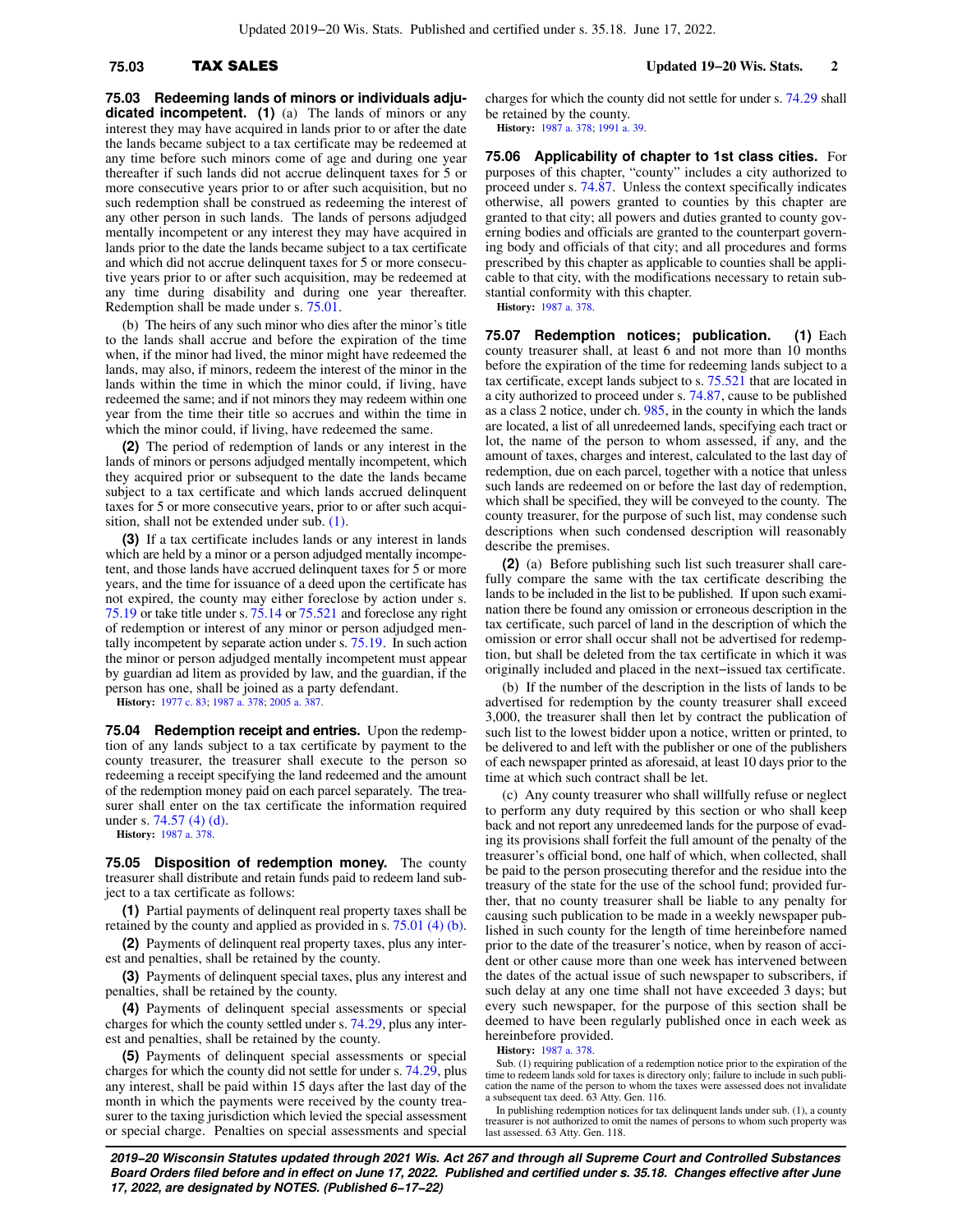**75.03 Redeeming lands of minors or individuals adjudicated incompetent.** **(1)** (a) The lands of minors or any interest they may have acquired in lands prior to or after the date the lands became subject to a tax certificate may be redeemed at any time before such minors come of age and during one year thereafter if such lands did not accrue delinquent taxes for 5 or more consecutive years prior to or after such acquisition, but no such redemption shall be construed as redeeming the interest of any other person in such lands. The lands of persons adjudged mentally incompetent or any interest they may have acquired in lands prior to the date the lands became subject to a tax certificate and which did not accrue delinquent taxes for 5 or more consecutive years prior to or after such acquisition, may be redeemed at any time during disability and during one year thereafter. Redemption shall be made under s. 75.01.

(b) The heirs of any such minor who dies after the minor's title to the lands shall accrue and before the expiration of the time when, if the minor had lived, the minor might have redeemed the lands, may also, if minors, redeem the interest of the minor in the lands within the time in which the minor could, if living, have redeemed the same; and if not minors they may redeem within one year from the time their title so accrues and within the time in which the minor could, if living, have redeemed the same.

**(2)** The period of redemption of lands or any interest in the lands of minors or persons adjudged mentally incompetent, which they acquired prior or subsequent to the date the lands became subject to a tax certificate and which lands accrued delinquent taxes for 5 or more consecutive years, prior to or after such acquisition, shall not be extended under sub. (1).

**(3)** If a tax certificate includes lands or any interest in lands which are held by a minor or a person adjudged mentally incompetent, and those lands have accrued delinquent taxes for 5 or more years, and the time for issuance of a deed upon the certificate has not expired, the county may either foreclose by action under s. 75.19 or take title under s. 75.14 or 75.521 and foreclose any right of redemption or interest of any minor or person adjudged mentally incompetent by separate action under s. 75.19. In such action the minor or person adjudged mentally incompetent must appear by guardian ad litem as provided by law, and the guardian, if the person has one, shall be joined as a party defendant.

**History:** 1977 c. 83; 1987 a. 378; 2005 a. 387.

**75.04 Redemption receipt and entries.** Upon the redemption of any lands subject to a tax certificate by payment to the county treasurer, the treasurer shall execute to the person so redeeming a receipt specifying the land redeemed and the amount of the redemption money paid on each parcel separately. The treasurer shall enter on the tax certificate the information required under s. 74.57 (4) (d).

**History:** 1987 a. 378.

**75.05 Disposition of redemption money.** The county treasurer shall distribute and retain funds paid to redeem land subject to a tax certificate as follows:

**(1)** Partial payments of delinquent real property taxes shall be retained by the county and applied as provided in s. 75.01 (4) (b).

**(2)** Payments of delinquent real property taxes, plus any interest and penalties, shall be retained by the county.

**(3)** Payments of delinquent special taxes, plus any interest and penalties, shall be retained by the county.

**(4)** Payments of delinquent special assessments or special charges for which the county settled under s. 74.29, plus any interest and penalties, shall be retained by the county.

**(5)** Payments of delinquent special assessments or special charges for which the county did not settle for under s. 74.29, plus any interest, shall be paid within 15 days after the last day of the month in which the payments were received by the county treasurer to the taxing jurisdiction which levied the special assessment or special charge. Penalties on special assessments and special charges for which the county did not settle for under s. 74.29 shall be retained by the county.

**History:** 1987 a. 378; 1991 a. 39.

**75.06 Applicability of chapter to 1st class cities.** For purposes of this chapter, "county" includes a city authorized to proceed under s. 74.87. Unless the context specifically indicates otherwise, all powers granted to counties by this chapter are granted to that city; all powers and duties granted to county governing bodies and officials are granted to the counterpart governing body and officials of that city; and all procedures and forms prescribed by this chapter as applicable to counties shall be applicable to that city, with the modifications necessary to retain substantial conformity with this chapter.

**History:** 1987 a. 378.

**75.07 Redemption notices; publication.** **(1)** Each county treasurer shall, at least 6 and not more than 10 months before the expiration of the time for redeeming lands subject to a tax certificate, except lands subject to s. 75.521 that are located in a city authorized to proceed under s. 74.87, cause to be published as a class 2 notice, under ch. 985, in the county in which the lands are located, a list of all unredeemed lands, specifying each tract or lot, the name of the person to whom assessed, if any, and the amount of taxes, charges and interest, calculated to the last day of redemption, due on each parcel, together with a notice that unless such lands are redeemed on or before the last day of redemption, which shall be specified, they will be conveyed to the county. The county treasurer, for the purpose of such list, may condense such descriptions when such condensed description will reasonably describe the premises.

**(2)** (a) Before publishing such list such treasurer shall carefully compare the same with the tax certificate describing the lands to be included in the list to be published. If upon such examination there be found any omission or erroneous description in the tax certificate, such parcel of land in the description of which the omission or error shall occur shall not be advertised for redemption, but shall be deleted from the tax certificate in which it was originally included and placed in the next−issued tax certificate.

(b) If the number of the description in the lists of lands to be advertised for redemption by the county treasurer shall exceed 3,000, the treasurer shall then let by contract the publication of such list to the lowest bidder upon a notice, written or printed, to be delivered to and left with the publisher or one of the publishers of each newspaper printed as aforesaid, at least 10 days prior to the time at which such contract shall be let.

(c) Any county treasurer who shall willfully refuse or neglect to perform any duty required by this section or who shall keep back and not report any unredeemed lands for the purpose of evading its provisions shall forfeit the full amount of the penalty of the treasurer's official bond, one half of which, when collected, shall be paid to the person prosecuting therefor and the residue into the treasury of the state for the use of the school fund; provided further, that no county treasurer shall be liable to any penalty for causing such publication to be made in a weekly newspaper published in such county for the length of time hereinbefore named prior to the date of the treasurer's notice, when by reason of accident or other cause more than one week has intervened between the dates of the actual issue of such newspaper to subscribers, if such delay at any one time shall not have exceeded 3 days; but every such newspaper, for the purpose of this section shall be deemed to have been regularly published once in each week as hereinbefore provided.

**History:** 1987 a. 378.

Sub. (1) requiring publication of a redemption notice prior to the expiration of the time to redeem lands sold for taxes is directory only; failure to include in such publication the name of the person to whom the taxes were assessed does not invalidate a subsequent tax deed. 63 Atty. Gen. 116.

In publishing redemption notices for tax delinquent lands under sub. (1), a county treasurer is not authorized to omit the names of persons to whom such property was last assessed. 63 Atty. Gen. 118.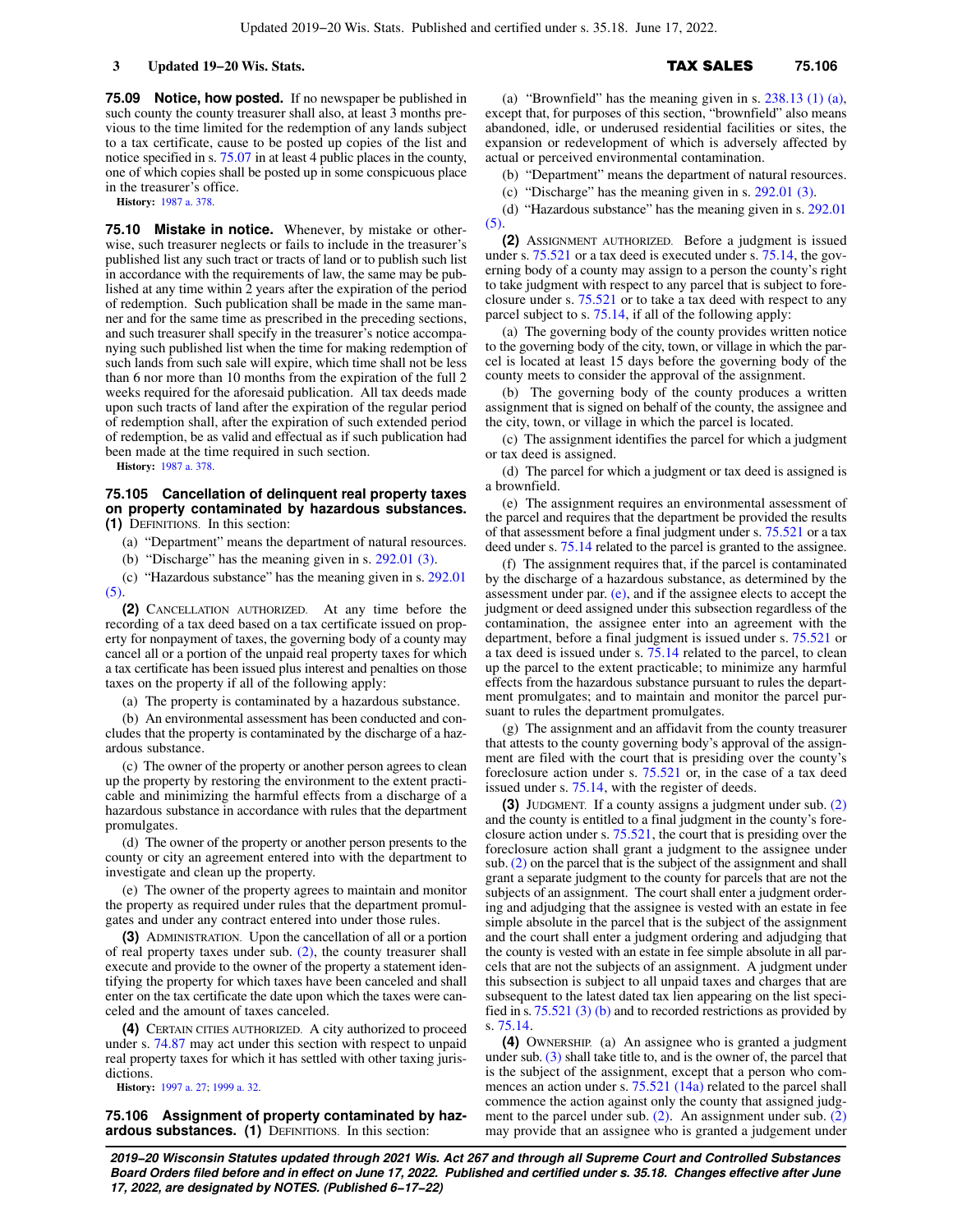**75.09 Notice, how posted.** If no newspaper be published in such county the county treasurer shall also, at least 3 months previous to the time limited for the redemption of any lands subject to a tax certificate, cause to be posted up copies of the list and notice specified in s. 75.07 in at least 4 public places in the county, one of which copies shall be posted up in some conspicuous place in the treasurer's office.

**History:** 1987 a. 378.

**75.10 Mistake in notice.** Whenever, by mistake or otherwise, such treasurer neglects or fails to include in the treasurer's published list any such tract or tracts of land or to publish such list in accordance with the requirements of law, the same may be published at any time within 2 years after the expiration of the period of redemption. Such publication shall be made in the same manner and for the same time as prescribed in the preceding sections, and such treasurer shall specify in the treasurer's notice accompanying such published list when the time for making redemption of such lands from such sale will expire, which time shall not be less than 6 nor more than 10 months from the expiration of the full 2 weeks required for the aforesaid publication. All tax deeds made upon such tracts of land after the expiration of the regular period of redemption shall, after the expiration of such extended period of redemption, be as valid and effectual as if such publication had been made at the time required in such section.

**History:** 1987 a. 378.

**75.105 Cancellation of delinquent real property taxes on property contaminated by hazardous substances.** **(1)** DEFINITIONS. In this section:

(a) "Department" means the department of natural resources.

(b) "Discharge" has the meaning given in s. 292.01 (3).

(c) "Hazardous substance" has the meaning given in s. 292.01 (5).

**(2)** CANCELLATION AUTHORIZED. At any time before the recording of a tax deed based on a tax certificate issued on property for nonpayment of taxes, the governing body of a county may cancel all or a portion of the unpaid real property taxes for which a tax certificate has been issued plus interest and penalties on those taxes on the property if all of the following apply:

(a) The property is contaminated by a hazardous substance.

(b) An environmental assessment has been conducted and concludes that the property is contaminated by the discharge of a hazardous substance.

(c) The owner of the property or another person agrees to clean up the property by restoring the environment to the extent practicable and minimizing the harmful effects from a discharge of a hazardous substance in accordance with rules that the department promulgates.

(d) The owner of the property or another person presents to the county or city an agreement entered into with the department to investigate and clean up the property.

(e) The owner of the property agrees to maintain and monitor the property as required under rules that the department promulgates and under any contract entered into under those rules.

**(3)** ADMINISTRATION. Upon the cancellation of all or a portion of real property taxes under sub. (2), the county treasurer shall execute and provide to the owner of the property a statement identifying the property for which taxes have been canceled and shall enter on the tax certificate the date upon which the taxes were canceled and the amount of taxes canceled.

**(4)** CERTAIN CITIES AUTHORIZED. A city authorized to proceed under s. 74.87 may act under this section with respect to unpaid real property taxes for which it has settled with other taxing jurisdictions.

**History:** 1997 a. 27; 1999 a. 32.

**75.106 Assignment of property contaminated by hazardous substances.** **(1)** DEFINITIONS. In this section:

(a) "Brownfield" has the meaning given in s. 238.13 (1) (a), except that, for purposes of this section, "brownfield" also means abandoned, idle, or underused residential facilities or sites, the expansion or redevelopment of which is adversely affected by actual or perceived environmental contamination.

(b) "Department" means the department of natural resources.

(c) "Discharge" has the meaning given in s. 292.01 (3).

(d) "Hazardous substance" has the meaning given in s. 292.01 (5).

**(2)** ASSIGNMENT AUTHORIZED. Before a judgment is issued under s. 75.521 or a tax deed is executed under s. 75.14, the governing body of a county may assign to a person the county's right to take judgment with respect to any parcel that is subject to foreclosure under s. 75.521 or to take a tax deed with respect to any parcel subject to s. 75.14, if all of the following apply:

(a) The governing body of the county provides written notice to the governing body of the city, town, or village in which the parcel is located at least 15 days before the governing body of the county meets to consider the approval of the assignment.

(b) The governing body of the county produces a written assignment that is signed on behalf of the county, the assignee and the city, town, or village in which the parcel is located.

(c) The assignment identifies the parcel for which a judgment or tax deed is assigned.

(d) The parcel for which a judgment or tax deed is assigned is a brownfield.

(e) The assignment requires an environmental assessment of the parcel and requires that the department be provided the results of that assessment before a final judgment under s. 75.521 or a tax deed under s. 75.14 related to the parcel is granted to the assignee.

(f) The assignment requires that, if the parcel is contaminated by the discharge of a hazardous substance, as determined by the assessment under par. (e), and if the assignee elects to accept the judgment or deed assigned under this subsection regardless of the contamination, the assignee enter into an agreement with the department, before a final judgment is issued under s. 75.521 or a tax deed is issued under s. 75.14 related to the parcel, to clean up the parcel to the extent practicable; to minimize any harmful effects from the hazardous substance pursuant to rules the department promulgates; and to maintain and monitor the parcel pursuant to rules the department promulgates.

(g) The assignment and an affidavit from the county treasurer that attests to the county governing body's approval of the assignment are filed with the court that is presiding over the county's foreclosure action under s. 75.521 or, in the case of a tax deed issued under s. 75.14, with the register of deeds.

**(3)** JUDGMENT. If a county assigns a judgment under sub. (2) and the county is entitled to a final judgment in the county's foreclosure action under s. 75.521, the court that is presiding over the foreclosure action shall grant a judgment to the assignee under sub. (2) on the parcel that is the subject of the assignment and shall grant a separate judgment to the county for parcels that are not the subjects of an assignment. The court shall enter a judgment ordering and adjudging that the assignee is vested with an estate in fee simple absolute in the parcel that is the subject of the assignment and the court shall enter a judgment ordering and adjudging that the county is vested with an estate in fee simple absolute in all parcels that are not the subjects of an assignment. A judgment under this subsection is subject to all unpaid taxes and charges that are subsequent to the latest dated tax lien appearing on the list specified in s. 75.521 (3) (b) and to recorded restrictions as provided by s. 75.14.

**(4)** OWNERSHIP. (a) An assignee who is granted a judgment under sub. (3) shall take title to, and is the owner of, the parcel that is the subject of the assignment, except that a person who commences an action under s. 75.521 (14a) related to the parcel shall commence the action against only the county that assigned judgment to the parcel under sub. (2). An assignment under sub. (2) may provide that an assignee who is granted a judgement under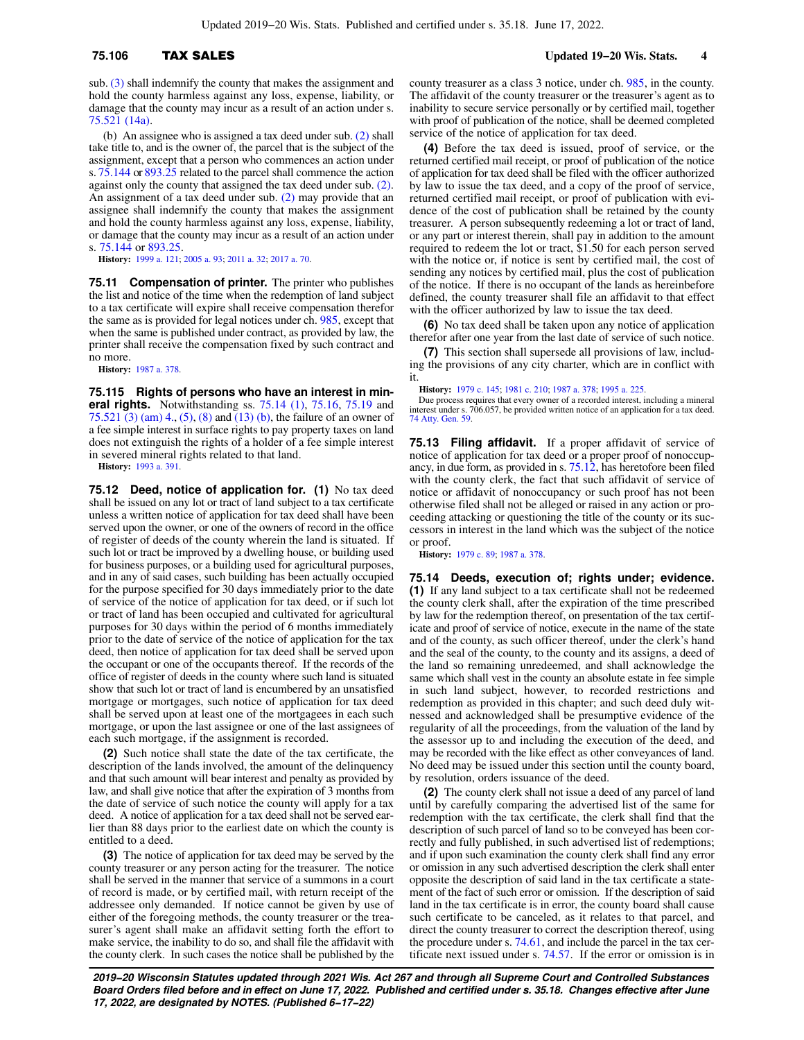sub. (3) shall indemnify the county that makes the assignment and hold the county harmless against any loss, expense, liability, or damage that the county may incur as a result of an action under s. 75.521 (14a).

(b) An assignee who is assigned a tax deed under sub. (2) shall take title to, and is the owner of, the parcel that is the subject of the assignment, except that a person who commences an action under s. 75.144 or 893.25 related to the parcel shall commence the action against only the county that assigned the tax deed under sub. (2). An assignment of a tax deed under sub. (2) may provide that an assignee shall indemnify the county that makes the assignment and hold the county harmless against any loss, expense, liability, or damage that the county may incur as a result of an action under s. 75.144 or 893.25.

**History:** 1999 a. 121; 2005 a. 93; 2011 a. 32; 2017 a. 70.

**75.11 Compensation of printer.** The printer who publishes the list and notice of the time when the redemption of land subject to a tax certificate will expire shall receive compensation therefor the same as is provided for legal notices under ch. 985, except that when the same is published under contract, as provided by law, the printer shall receive the compensation fixed by such contract and no more.

**History:** 1987 a. 378.

**75.115 Rights of persons who have an interest in mineral rights.** Notwithstanding ss. 75.14 (1), 75.16, 75.19 and 75.521 (3) (am) 4., (5), (8) and (13) (b), the failure of an owner of a fee simple interest in surface rights to pay property taxes on land does not extinguish the rights of a holder of a fee simple interest in severed mineral rights related to that land.

**History:** 1993 a. 391.

**75.12 Deed, notice of application for.** **(1)** No tax deed shall be issued on any lot or tract of land subject to a tax certificate unless a written notice of application for tax deed shall have been served upon the owner, or one of the owners of record in the office of register of deeds of the county wherein the land is situated. If such lot or tract be improved by a dwelling house, or building used for business purposes, or a building used for agricultural purposes, and in any of said cases, such building has been actually occupied for the purpose specified for 30 days immediately prior to the date of service of the notice of application for tax deed, or if such lot or tract of land has been occupied and cultivated for agricultural purposes for 30 days within the period of 6 months immediately prior to the date of service of the notice of application for the tax deed, then notice of application for tax deed shall be served upon the occupant or one of the occupants thereof. If the records of the office of register of deeds in the county where such land is situated show that such lot or tract of land is encumbered by an unsatisfied mortgage or mortgages, such notice of application for tax deed shall be served upon at least one of the mortgagees in each such mortgage, or upon the last assignee or one of the last assignees of each such mortgage, if the assignment is recorded.

**(2)** Such notice shall state the date of the tax certificate, the description of the lands involved, the amount of the delinquency and that such amount will bear interest and penalty as provided by law, and shall give notice that after the expiration of 3 months from the date of service of such notice the county will apply for a tax deed. A notice of application for a tax deed shall not be served earlier than 88 days prior to the earliest date on which the county is entitled to a deed.

**(3)** The notice of application for tax deed may be served by the county treasurer or any person acting for the treasurer. The notice shall be served in the manner that service of a summons in a court of record is made, or by certified mail, with return receipt of the addressee only demanded. If notice cannot be given by use of either of the foregoing methods, the county treasurer or the treasurer's agent shall make an affidavit setting forth the effort to make service, the inability to do so, and shall file the affidavit with the county clerk. In such cases the notice shall be published by the county treasurer as a class 3 notice, under ch. 985, in the county. The affidavit of the county treasurer or the treasurer's agent as to inability to secure service personally or by certified mail, together with proof of publication of the notice, shall be deemed completed service of the notice of application for tax deed.

**(4)** Before the tax deed is issued, proof of service, or the returned certified mail receipt, or proof of publication of the notice of application for tax deed shall be filed with the officer authorized by law to issue the tax deed, and a copy of the proof of service, returned certified mail receipt, or proof of publication with evidence of the cost of publication shall be retained by the county treasurer. A person subsequently redeeming a lot or tract of land, or any part or interest therein, shall pay in addition to the amount required to redeem the lot or tract, $1.50 for each person served with the notice or, if notice is sent by certified mail, the cost of sending any notices by certified mail, plus the cost of publication of the notice. If there is no occupant of the lands as hereinbefore defined, the county treasurer shall file an affidavit to that effect with the officer authorized by law to issue the tax deed.

**(6)** No tax deed shall be taken upon any notice of application therefor after one year from the last date of service of such notice.

**(7)** This section shall supersede all provisions of law, including the provisions of any city charter, which are in conflict with it.

**History:** 1979 c. 145; 1981 c. 210; 1987 a. 378; 1995 a. 225.

Due process requires that every owner of a recorded interest, including a mineral interest under s. 706.057, be provided written notice of an application for a tax deed. 74 Atty. Gen. 59.

**75.13 Filing affidavit.** If a proper affidavit of service of notice of application for tax deed or a proper proof of nonoccupancy, in due form, as provided in s. 75.12, has heretofore been filed with the county clerk, the fact that such affidavit of service of notice or affidavit of nonoccupancy or such proof has not been otherwise filed shall not be alleged or raised in any action or proceeding attacking or questioning the title of the county or its successors in interest in the land which was the subject of the notice or proof.

**History:** 1979 c. 89; 1987 a. 378.

**75.14 Deeds, execution of; rights under; evidence.** **(1)** If any land subject to a tax certificate shall not be redeemed the county clerk shall, after the expiration of the time prescribed by law for the redemption thereof, on presentation of the tax certificate and proof of service of notice, execute in the name of the state and of the county, as such officer thereof, under the clerk's hand and the seal of the county, to the county and its assigns, a deed of the land so remaining unredeemed, and shall acknowledge the same which shall vest in the county an absolute estate in fee simple in such land subject, however, to recorded restrictions and redemption as provided in this chapter; and such deed duly witnessed and acknowledged shall be presumptive evidence of the regularity of all the proceedings, from the valuation of the land by the assessor up to and including the execution of the deed, and may be recorded with the like effect as other conveyances of land. No deed may be issued under this section until the county board, by resolution, orders issuance of the deed.

**(2)** The county clerk shall not issue a deed of any parcel of land until by carefully comparing the advertised list of the same for redemption with the tax certificate, the clerk shall find that the description of such parcel of land so to be conveyed has been correctly and fully published, in such advertised list of redemptions; and if upon such examination the county clerk shall find any error or omission in any such advertised description the clerk shall enter opposite the description of said land in the tax certificate a statement of the fact of such error or omission. If the description of said land in the tax certificate is in error, the county board shall cause such certificate to be canceled, as it relates to that parcel, and direct the county treasurer to correct the description thereof, using the procedure under s. 74.61, and include the parcel in the tax certificate next issued under s. 74.57. If the error or omission is in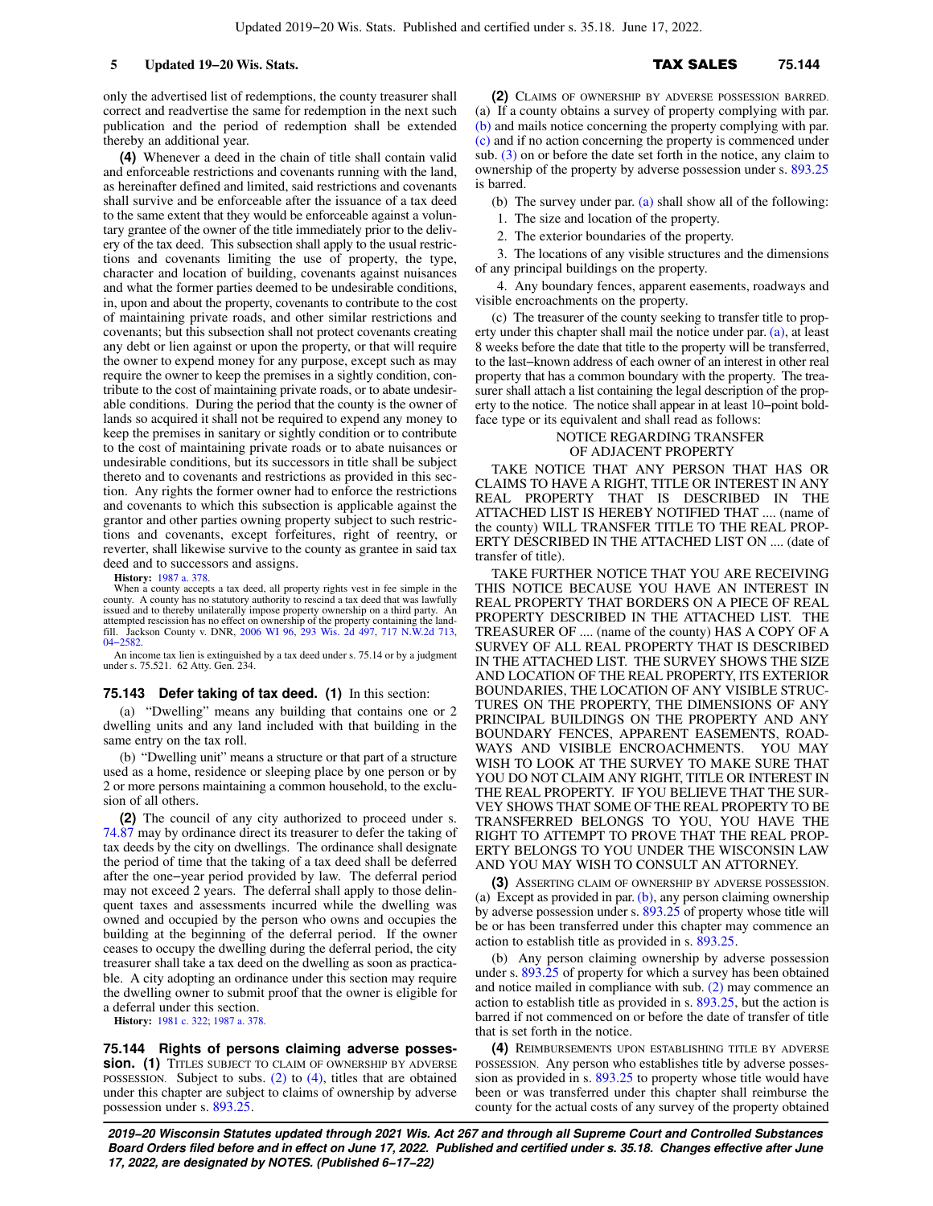only the advertised list of redemptions, the county treasurer shall correct and readvertise the same for redemption in the next such publication and the period of redemption shall be extended thereby an additional year.

**(4)** Whenever a deed in the chain of title shall contain valid and enforceable restrictions and covenants running with the land, as hereinafter defined and limited, said restrictions and covenants shall survive and be enforceable after the issuance of a tax deed to the same extent that they would be enforceable against a voluntary grantee of the owner of the title immediately prior to the delivery of the tax deed. This subsection shall apply to the usual restrictions and covenants limiting the use of property, the type, character and location of building, covenants against nuisances and what the former parties deemed to be undesirable conditions, in, upon and about the property, covenants to contribute to the cost of maintaining private roads, and other similar restrictions and covenants; but this subsection shall not protect covenants creating any debt or lien against or upon the property, or that will require the owner to expend money for any purpose, except such as may require the owner to keep the premises in a sightly condition, contribute to the cost of maintaining private roads, or to abate undesirable conditions. During the period that the county is the owner of lands so acquired it shall not be required to expend any money to keep the premises in sanitary or sightly condition or to contribute to the cost of maintaining private roads or to abate nuisances or undesirable conditions, but its successors in title shall be subject thereto and to covenants and restrictions as provided in this section. Any rights the former owner had to enforce the restrictions and covenants to which this subsection is applicable against the grantor and other parties owning property subject to such restrictions and covenants, except forfeitures, right of reentry, or reverter, shall likewise survive to the county as grantee in said tax deed and to successors and assigns.

**History:** 1987 a. 378.

When a county accepts a tax deed, all property rights vest in fee simple in the county. A county has no statutory authority to rescind a tax deed that was lawfully issued and to thereby unilaterally impose property ownership on a third party. An attempted rescission has no effect on ownership of the property containing the landfill. Jackson County v. DNR, 2006 WI 96, 293 Wis. 2d 497, 717 N.W.2d 713, 04−2582.

An income tax lien is extinguished by a tax deed under s. 75.14 or by a judgment under s. 75.521. 62 Atty. Gen. 234.

### 75.143 Defer taking of tax deed.

**(1)** In this section:

(a) "Dwelling" means any building that contains one or 2 dwelling units and any land included with that building in the same entry on the tax roll.

(b) "Dwelling unit" means a structure or that part of a structure used as a home, residence or sleeping place by one person or by 2 or more persons maintaining a common household, to the exclusion of all others.

**(2)** The council of any city authorized to proceed under s. 74.87 may by ordinance direct its treasurer to defer the taking of tax deeds by the city on dwellings. The ordinance shall designate the period of time that the taking of a tax deed shall be deferred after the one−year period provided by law. The deferral period may not exceed 2 years. The deferral shall apply to those delinquent taxes and assessments incurred while the dwelling was owned and occupied by the person who owns and occupies the building at the beginning of the deferral period. If the owner ceases to occupy the dwelling during the deferral period, the city treasurer shall take a tax deed on the dwelling as soon as practicable. A city adopting an ordinance under this section may require the dwelling owner to submit proof that the owner is eligible for a deferral under this section.

**History:** 1981 c. 322; 1987 a. 378.

### 75.144 Rights of persons claiming adverse possession.

**(1)** TITLES SUBJECT TO CLAIM OF OWNERSHIP BY ADVERSE POSSESSION. Subject to subs. (2) to (4), titles that are obtained under this chapter are subject to claims of ownership by adverse possession under s. 893.25.

**(2)** CLAIMS OF OWNERSHIP BY ADVERSE POSSESSION BARRED. (a) If a county obtains a survey of property complying with par. (b) and mails notice concerning the property complying with par. (c) and if no action concerning the property is commenced under sub. (3) on or before the date set forth in the notice, any claim to ownership of the property by adverse possession under s. 893.25 is barred.

(b) The survey under par. (a) shall show all of the following:

1. The size and location of the property.

2. The exterior boundaries of the property.

3. The locations of any visible structures and the dimensions of any principal buildings on the property.

4. Any boundary fences, apparent easements, roadways and visible encroachments on the property.

(c) The treasurer of the county seeking to transfer title to property under this chapter shall mail the notice under par. (a), at least 8 weeks before the date that title to the property will be transferred, to the last−known address of each owner of an interest in other real property that has a common boundary with the property. The treasurer shall attach a list containing the legal description of the property to the notice. The notice shall appear in at least 10−point boldface type or its equivalent and shall read as follows:

NOTICE REGARDING TRANSFER OF ADJACENT PROPERTY

TAKE NOTICE THAT ANY PERSON THAT HAS OR CLAIMS TO HAVE A RIGHT, TITLE OR INTEREST IN ANY REAL PROPERTY THAT IS DESCRIBED IN THE ATTACHED LIST IS HEREBY NOTIFIED THAT .... (name of the county) WILL TRANSFER TITLE TO THE REAL PROPERTY DESCRIBED IN THE ATTACHED LIST ON .... (date of transfer of title).

TAKE FURTHER NOTICE THAT YOU ARE RECEIVING THIS NOTICE BECAUSE YOU HAVE AN INTEREST IN REAL PROPERTY THAT BORDERS ON A PIECE OF REAL PROPERTY DESCRIBED IN THE ATTACHED LIST. THE TREASURER OF .... (name of the county) HAS A COPY OF A SURVEY OF ALL REAL PROPERTY THAT IS DESCRIBED IN THE ATTACHED LIST. THE SURVEY SHOWS THE SIZE AND LOCATION OF THE REAL PROPERTY, ITS EXTERIOR BOUNDARIES, THE LOCATION OF ANY VISIBLE STRUCTURES ON THE PROPERTY, THE DIMENSIONS OF ANY PRINCIPAL BUILDINGS ON THE PROPERTY AND ANY BOUNDARY FENCES, APPARENT EASEMENTS, ROADWAYS AND VISIBLE ENCROACHMENTS. YOU MAY WISH TO LOOK AT THE SURVEY TO MAKE SURE THAT YOU DO NOT CLAIM ANY RIGHT, TITLE OR INTEREST IN THE REAL PROPERTY. IF YOU BELIEVE THAT THE SURVEY SHOWS THAT SOME OF THE REAL PROPERTY TO BE TRANSFERRED BELONGS TO YOU, YOU HAVE THE RIGHT TO ATTEMPT TO PROVE THAT THE REAL PROPERTY BELONGS TO YOU UNDER THE WISCONSIN LAW AND YOU MAY WISH TO CONSULT AN ATTORNEY.

**(3)** ASSERTING CLAIM OF OWNERSHIP BY ADVERSE POSSESSION. (a) Except as provided in par. (b), any person claiming ownership by adverse possession under s. 893.25 of property whose title will be or has been transferred under this chapter may commence an action to establish title as provided in s. 893.25.

(b) Any person claiming ownership by adverse possession under s. 893.25 of property for which a survey has been obtained and notice mailed in compliance with sub. (2) may commence an action to establish title as provided in s. 893.25, but the action is barred if not commenced on or before the date of transfer of title that is set forth in the notice.

**(4)** REIMBURSEMENTS UPON ESTABLISHING TITLE BY ADVERSE POSSESSION. Any person who establishes title by adverse possession as provided in s. 893.25 to property whose title would have been or was transferred under this chapter shall reimburse the county for the actual costs of any survey of the property obtained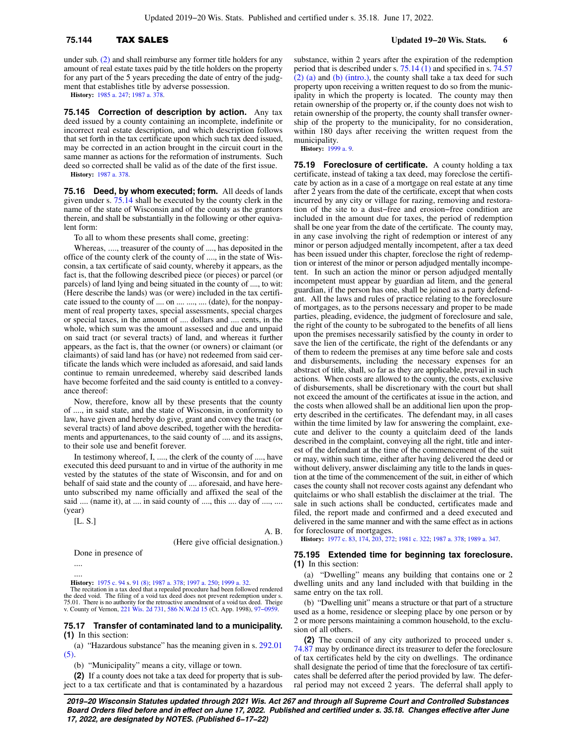under sub. (2) and shall reimburse any former title holders for any amount of real estate taxes paid by the title holders on the property for any part of the 5 years preceding the date of entry of the judgment that establishes title by adverse possession.

**History:** 1985 a. 247; 1987 a. 378.

**75.145 Correction of description by action.** Any tax deed issued by a county containing an incomplete, indefinite or incorrect real estate description, and which description follows that set forth in the tax certificate upon which such tax deed issued, may be corrected in an action brought in the circuit court in the same manner as actions for the reformation of instruments. Such deed so corrected shall be valid as of the date of the first issue.

**History:** 1987 a. 378.

**75.16 Deed, by whom executed; form.** All deeds of lands given under s. 75.14 shall be executed by the county clerk in the name of the state of Wisconsin and of the county as the grantors therein, and shall be substantially in the following or other equivalent form:

To all to whom these presents shall come, greeting:

Whereas, ...., treasurer of the county of ...., has deposited in the office of the county clerk of the county of ...., in the state of Wisconsin, a tax certificate of said county, whereby it appears, as the fact is, that the following described piece (or pieces) or parcel (or parcels) of land lying and being situated in the county of ...., to wit: (Here describe the lands) was (or were) included in the tax certificate issued to the county of .... on .... ...., .... (date), for the nonpayment of real property taxes, special assessments, special charges or special taxes, in the amount of .... dollars and .... cents, in the whole, which sum was the amount assessed and due and unpaid on said tract (or several tracts) of land, and whereas it further appears, as the fact is, that the owner (or owners) or claimant (or claimants) of said land has (or have) not redeemed from said certificate the lands which were included as aforesaid, and said lands continue to remain unredeemed, whereby said described lands have become forfeited and the said county is entitled to a conveyance thereof:

Now, therefore, know all by these presents that the county of ...., in said state, and the state of Wisconsin, in conformity to law, have given and hereby do give, grant and convey the tract (or several tracts) of land above described, together with the hereditaments and appurtenances, to the said county of .... and its assigns, to their sole use and benefit forever.

In testimony whereof, I, ...., the clerk of the county of ...., have executed this deed pursuant to and in virtue of the authority in me vested by the statutes of the state of Wisconsin, and for and on behalf of said state and the county of .... aforesaid, and have hereunto subscribed my name officially and affixed the seal of the said .... (name it), at .... in said county of ...., this .... day of ...., .... (year)

[L. S.]

A. B.

(Here give official designation.)

Done in presence of

....

....

**History:** 1975 c. 94 s. 91 (8); 1987 a. 378; 1997 a. 250; 1999 a. 32.

The recitation in a tax deed that a repealed procedure had been followed rendered the deed void. The filing of a void tax deed does not prevent redemption under s. 75.01. There is no authority for the retroactive amendment of a void tax deed. Theige v. County of Vernon, 221 Wis. 2d 731, 586 N.W.2d 15 (Ct. App. 1998), 97−0959.

**75.17 Transfer of contaminated land to a municipality.**

**(1)** In this section:

(a) "Hazardous substance" has the meaning given in s. 292.01 (5).

(b) "Municipality" means a city, village or town.

**(2)** If a county does not take a tax deed for property that is subject to a tax certificate and that is contaminated by a hazardous substance, within 2 years after the expiration of the redemption period that is described under s. 75.14 (1) and specified in s. 74.57 (2) (a) and (b) (intro.), the county shall take a tax deed for such property upon receiving a written request to do so from the municipality in which the property is located. The county may then retain ownership of the property or, if the county does not wish to retain ownership of the property, the county shall transfer ownership of the property to the municipality, for no consideration, within 180 days after receiving the written request from the municipality.

**History:** 1999 a. 9.

**75.19 Foreclosure of certificate.** A county holding a tax certificate, instead of taking a tax deed, may foreclose the certificate by action as in a case of a mortgage on real estate at any time after 2 years from the date of the certificate, except that when costs incurred by any city or village for razing, removing and restoration of the site to a dust−free and erosion−free condition are included in the amount due for taxes, the period of redemption shall be one year from the date of the certificate. The county may, in any case involving the right of redemption or interest of any minor or person adjudged mentally incompetent, after a tax deed has been issued under this chapter, foreclose the right of redemption or interest of the minor or person adjudged mentally incompetent. In such an action the minor or person adjudged mentally incompetent must appear by guardian ad litem, and the general guardian, if the person has one, shall be joined as a party defendant. All the laws and rules of practice relating to the foreclosure of mortgages, as to the persons necessary and proper to be made parties, pleading, evidence, the judgment of foreclosure and sale, the right of the county to be subrogated to the benefits of all liens upon the premises necessarily satisfied by the county in order to save the lien of the certificate, the right of the defendants or any of them to redeem the premises at any time before sale and costs and disbursements, including the necessary expenses for an abstract of title, shall, so far as they are applicable, prevail in such actions. When costs are allowed to the county, the costs, exclusive of disbursements, shall be discretionary with the court but shall not exceed the amount of the certificates at issue in the action, and the costs when allowed shall be an additional lien upon the property described in the certificates. The defendant may, in all cases within the time limited by law for answering the complaint, execute and deliver to the county a quitclaim deed of the lands described in the complaint, conveying all the right, title and interest of the defendant at the time of the commencement of the suit or may, within such time, either after having delivered the deed or without delivery, answer disclaiming any title to the lands in question at the time of the commencement of the suit, in either of which cases the county shall not recover costs against any defendant who quitclaims or who shall establish the disclaimer at the trial. The sale in such actions shall be conducted, certificates made and filed, the report made and confirmed and a deed executed and delivered in the same manner and with the same effect as in actions for foreclosure of mortgages.

**History:** 1977 c. 83, 174, 203, 272; 1981 c. 322; 1987 a. 378; 1989 a. 347.

**75.195 Extended time for beginning tax foreclosure.**

**(1)** In this section:

(a) "Dwelling" means any building that contains one or 2 dwelling units and any land included with that building in the same entry on the tax roll.

(b) "Dwelling unit" means a structure or that part of a structure used as a home, residence or sleeping place by one person or by 2 or more persons maintaining a common household, to the exclusion of all others.

**(2)** The council of any city authorized to proceed under s. 74.87 may by ordinance direct its treasurer to defer the foreclosure of tax certificates held by the city on dwellings. The ordinance shall designate the period of time that the foreclosure of tax certificates shall be deferred after the period provided by law. The deferral period may not exceed 2 years. The deferral shall apply to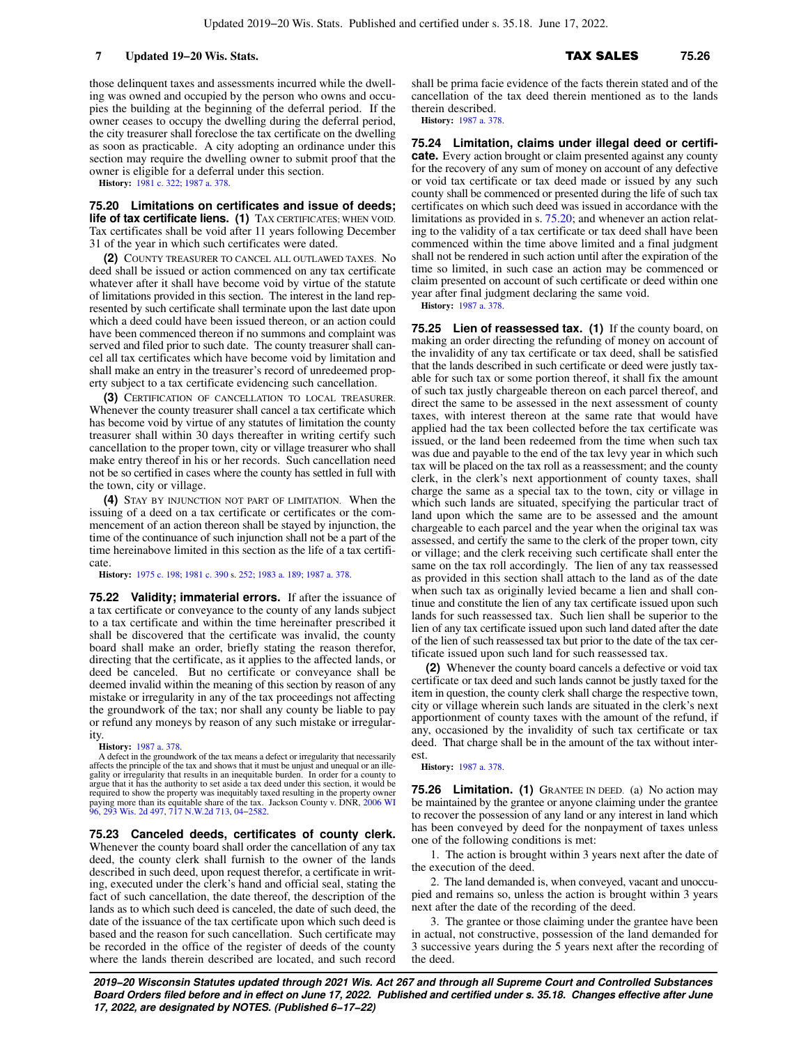those delinquent taxes and assessments incurred while the dwelling was owned and occupied by the person who owns and occupies the building at the beginning of the deferral period. If the owner ceases to occupy the dwelling during the deferral period, the city treasurer shall foreclose the tax certificate on the dwelling as soon as practicable. A city adopting an ordinance under this section may require the dwelling owner to submit proof that the owner is eligible for a deferral under this section.

**History:** 1981 c. 322; 1987 a. 378.

**75.20 Limitations on certificates and issue of deeds; life of tax certificate liens. (1)** TAX CERTIFICATES; WHEN VOID. Tax certificates shall be void after 11 years following December 31 of the year in which such certificates were dated.

**(2)** COUNTY TREASURER TO CANCEL ALL OUTLAWED TAXES. No deed shall be issued or action commenced on any tax certificate whatever after it shall have become void by virtue of the statute of limitations provided in this section. The interest in the land represented by such certificate shall terminate upon the last date upon which a deed could have been issued thereon, or an action could have been commenced thereon if no summons and complaint was served and filed prior to such date. The county treasurer shall cancel all tax certificates which have become void by limitation and shall make an entry in the treasurer's record of unredeemed property subject to a tax certificate evidencing such cancellation.

**(3)** CERTIFICATION OF CANCELLATION TO LOCAL TREASURER. Whenever the county treasurer shall cancel a tax certificate which has become void by virtue of any statutes of limitation the county treasurer shall within 30 days thereafter in writing certify such cancellation to the proper town, city or village treasurer who shall make entry thereof in his or her records. Such cancellation need not be so certified in cases where the county has settled in full with the town, city or village.

**(4)** STAY BY INJUNCTION NOT PART OF LIMITATION. When the issuing of a deed on a tax certificate or certificates or the commencement of an action thereon shall be stayed by injunction, the time of the continuance of such injunction shall not be a part of the time hereinabove limited in this section as the life of a tax certificate.

**History:** 1975 c. 198; 1981 c. 390 s. 252; 1983 a. 189; 1987 a. 378.

**75.22 Validity; immaterial errors.** If after the issuance of a tax certificate or conveyance to the county of any lands subject to a tax certificate and within the time hereinafter prescribed it shall be discovered that the certificate was invalid, the county board shall make an order, briefly stating the reason therefor, directing that the certificate, as it applies to the affected lands, or deed be canceled. But no certificate or conveyance shall be deemed invalid within the meaning of this section by reason of any mistake or irregularity in any of the tax proceedings not affecting the groundwork of the tax; nor shall any county be liable to pay or refund any moneys by reason of any such mistake or irregularity.

**History:** 1987 a. 378.

A defect in the groundwork of the tax means a defect or irregularity that necessarily affects the principle of the tax and shows that it must be unjust and unequal or an illegality or irregularity that results in an inequitable burden. In order for a county to argue that it has the authority to set aside a tax deed under this section, it would be required to show the property was inequitably taxed resulting in the property owner paying more than its equitable share of the tax. Jackson County v. DNR, 2006 WI 96, 293 Wis. 2d 497, 717 N.W.2d 713, 04-2582.

**75.23 Canceled deeds, certificates of county clerk.** Whenever the county board shall order the cancellation of any tax deed, the county clerk shall furnish to the owner of the lands described in such deed, upon request therefor, a certificate in writing, executed under the clerk's hand and official seal, stating the fact of such cancellation, the date thereof, the description of the lands as to which such deed is canceled, the date of such deed, the date of the issuance of the tax certificate upon which such deed is based and the reason for such cancellation. Such certificate may be recorded in the office of the register of deeds of the county where the lands therein described are located, and such record shall be prima facie evidence of the facts therein stated and of the cancellation of the tax deed therein mentioned as to the lands therein described.

**History:** 1987 a. 378.

**75.24 Limitation, claims under illegal deed or certificate.** Every action brought or claim presented against any county for the recovery of any sum of money on account of any defective or void tax certificate or tax deed made or issued by any such county shall be commenced or presented during the life of such tax certificates on which such deed was issued in accordance with the limitations as provided in s. 75.20; and whenever an action relating to the validity of a tax certificate or tax deed shall have been commenced within the time above limited and a final judgment shall not be rendered in such action until after the expiration of the time so limited, in such case an action may be commenced or claim presented on account of such certificate or deed within one year after final judgment declaring the same void.

**History:** 1987 a. 378.

**75.25 Lien of reassessed tax. (1)** If the county board, on making an order directing the refunding of money on account of the invalidity of any tax certificate or tax deed, shall be satisfied that the lands described in such certificate or deed were justly taxable for such tax or some portion thereof, it shall fix the amount of such tax justly chargeable thereon on each parcel thereof, and direct the same to be assessed in the next assessment of county taxes, with interest thereon at the same rate that would have applied had the tax been collected before the tax certificate was issued, or the land been redeemed from the time when such tax was due and payable to the end of the tax levy year in which such tax will be placed on the tax roll as a reassessment; and the county clerk, in the clerk's next apportionment of county taxes, shall charge the same as a special tax to the town, city or village in which such lands are situated, specifying the particular tract of land upon which the same are to be assessed and the amount chargeable to each parcel and the year when the original tax was assessed, and certify the same to the clerk of the proper town, city or village; and the clerk receiving such certificate shall enter the same on the tax roll accordingly. The lien of any tax reassessed as provided in this section shall attach to the land as of the date when such tax as originally levied became a lien and shall continue and constitute the lien of any tax certificate issued upon such lands for such reassessed tax. Such lien shall be superior to the lien of any tax certificate issued upon such land dated after the date of the lien of such reassessed tax but prior to the date of the tax certificate issued upon such land for such reassessed tax.

**(2)** Whenever the county board cancels a defective or void tax certificate or tax deed and such lands cannot be justly taxed for the item in question, the county clerk shall charge the respective town, city or village wherein such lands are situated in the clerk's next apportionment of county taxes with the amount of the refund, if any, occasioned by the invalidity of such tax certificate or tax deed. That charge shall be in the amount of the tax without interest.

**History:** 1987 a. 378.

**75.26 Limitation. (1)** GRANTEE IN DEED. (a) No action may be maintained by the grantee or anyone claiming under the grantee to recover the possession of any land or any interest in land which has been conveyed by deed for the nonpayment of taxes unless one of the following conditions is met:

1. The action is brought within 3 years next after the date of the execution of the deed.

2. The land demanded is, when conveyed, vacant and unoccupied and remains so, unless the action is brought within 3 years next after the date of the recording of the deed.

3. The grantee or those claiming under the grantee have been in actual, not constructive, possession of the land demanded for 3 successive years during the 5 years next after the recording of the deed.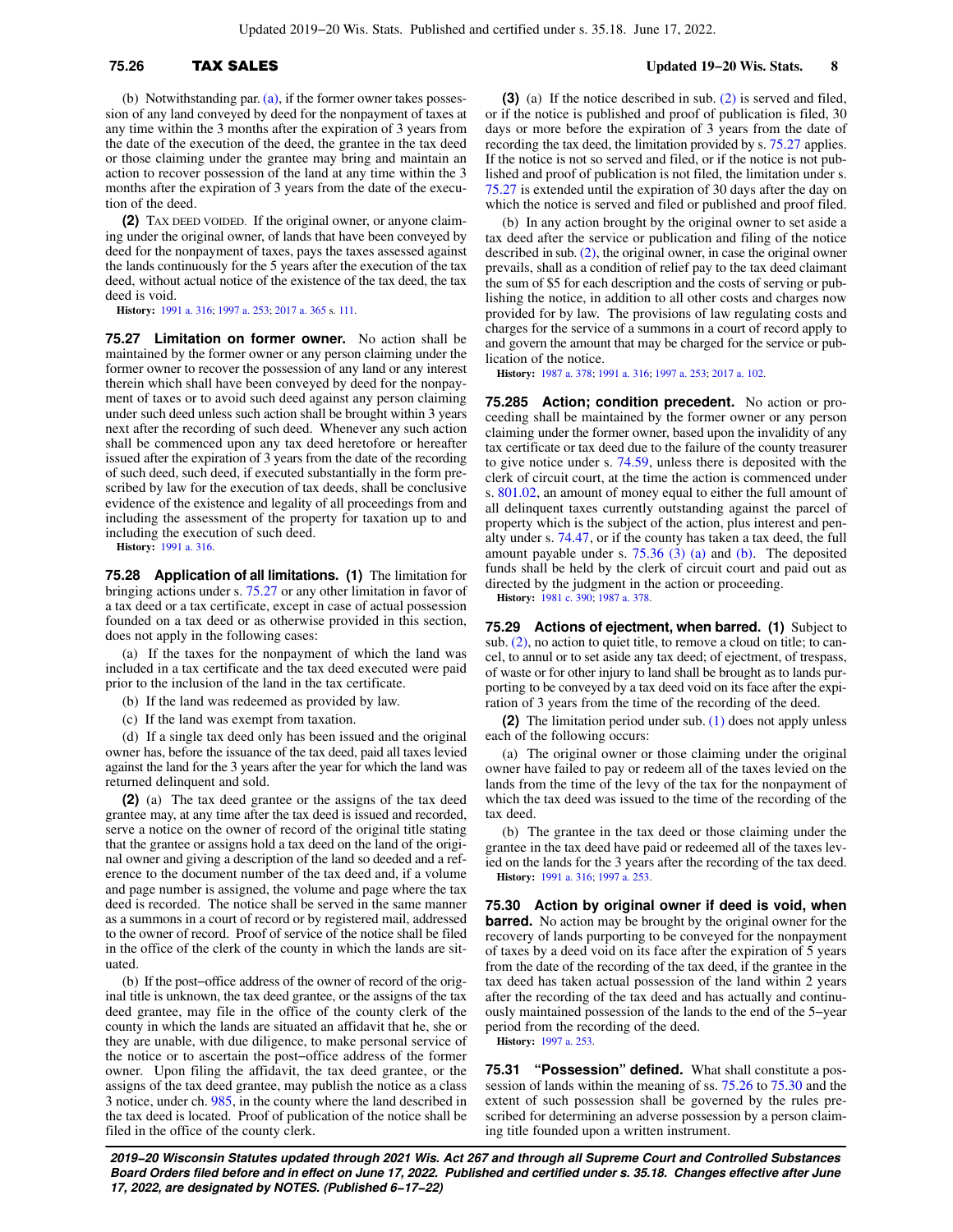(b) Notwithstanding par. (a), if the former owner takes possession of any land conveyed by deed for the nonpayment of taxes at any time within the 3 months after the expiration of 3 years from the date of the execution of the deed, the grantee in the tax deed or those claiming under the grantee may bring and maintain an action to recover possession of the land at any time within the 3 months after the expiration of 3 years from the date of the execution of the deed.

**(2)** TAX DEED VOIDED. If the original owner, or anyone claiming under the original owner, of lands that have been conveyed by deed for the nonpayment of taxes, pays the taxes assessed against the lands continuously for the 5 years after the execution of the tax deed, without actual notice of the existence of the tax deed, the tax deed is void.

**History:** 1991 a. 316; 1997 a. 253; 2017 a. 365 s. 111.

**75.27 Limitation on former owner.** No action shall be maintained by the former owner or any person claiming under the former owner to recover the possession of any land or any interest therein which shall have been conveyed by deed for the nonpayment of taxes or to avoid such deed against any person claiming under such deed unless such action shall be brought within 3 years next after the recording of such deed. Whenever any such action shall be commenced upon any tax deed heretofore or hereafter issued after the expiration of 3 years from the date of the recording of such deed, such deed, if executed substantially in the form prescribed by law for the execution of tax deeds, shall be conclusive evidence of the existence and legality of all proceedings from and including the assessment of the property for taxation up to and including the execution of such deed.

**History:** 1991 a. 316.

**75.28 Application of all limitations. (1)** The limitation for bringing actions under s. 75.27 or any other limitation in favor of a tax deed or a tax certificate, except in case of actual possession founded on a tax deed or as otherwise provided in this section, does not apply in the following cases:

(a) If the taxes for the nonpayment of which the land was included in a tax certificate and the tax deed executed were paid prior to the inclusion of the land in the tax certificate.

(b) If the land was redeemed as provided by law.

(c) If the land was exempt from taxation.

(d) If a single tax deed only has been issued and the original owner has, before the issuance of the tax deed, paid all taxes levied against the land for the 3 years after the year for which the land was returned delinquent and sold.

**(2)** (a) The tax deed grantee or the assigns of the tax deed grantee may, at any time after the tax deed is issued and recorded, serve a notice on the owner of record of the original title stating that the grantee or assigns hold a tax deed on the land of the original owner and giving a description of the land so deeded and a reference to the document number of the tax deed and, if a volume and page number is assigned, the volume and page where the tax deed is recorded. The notice shall be served in the same manner as a summons in a court of record or by registered mail, addressed to the owner of record. Proof of service of the notice shall be filed in the office of the clerk of the county in which the lands are situated.

(b) If the post-office address of the owner of record of the original title is unknown, the tax deed grantee, or the assigns of the tax deed grantee, may file in the office of the county clerk of the county in which the lands are situated an affidavit that he, she or they are unable, with due diligence, to make personal service of the notice or to ascertain the post-office address of the former owner. Upon filing the affidavit, the tax deed grantee, or the assigns of the tax deed grantee, may publish the notice as a class 3 notice, under ch. 985, in the county where the land described in the tax deed is located. Proof of publication of the notice shall be filed in the office of the county clerk.

**(3)** (a) If the notice described in sub. (2) is served and filed, or if the notice is published and proof of publication is filed, 30 days or more before the expiration of 3 years from the date of recording the tax deed, the limitation provided by s. 75.27 applies. If the notice is not so served and filed, or if the notice is not published and proof of publication is not filed, the limitation under s. 75.27 is extended until the expiration of 30 days after the day on which the notice is served and filed or published and proof filed.

(b) In any action brought by the original owner to set aside a tax deed after the service or publication and filing of the notice described in sub. (2), the original owner, in case the original owner prevails, shall as a condition of relief pay to the tax deed claimant the sum of $5 for each description and the costs of serving or publishing the notice, in addition to all other costs and charges now provided for by law. The provisions of law regulating costs and charges for the service of a summons in a court of record apply to and govern the amount that may be charged for the service or publication of the notice.

**History:** 1987 a. 378; 1991 a. 316; 1997 a. 253; 2017 a. 102.

**75.285 Action; condition precedent.** No action or proceeding shall be maintained by the former owner or any person claiming under the former owner, based upon the invalidity of any tax certificate or tax deed due to the failure of the county treasurer to give notice under s. 74.59, unless there is deposited with the clerk of circuit court, at the time the action is commenced under s. 801.02, an amount of money equal to either the full amount of all delinquent taxes currently outstanding against the parcel of property which is the subject of the action, plus interest and penalty under s. 74.47, or if the county has taken a tax deed, the full amount payable under s. 75.36 (3) (a) and (b). The deposited funds shall be held by the clerk of circuit court and paid out as directed by the judgment in the action or proceeding.

**History:** 1981 c. 390; 1987 a. 378.

**75.29 Actions of ejectment, when barred. (1)** Subject to sub. (2), no action to quiet title, to remove a cloud on title; to cancel, to annul or to set aside any tax deed; of ejectment, of trespass, of waste or for other injury to land shall be brought as to lands purporting to be conveyed by a tax deed void on its face after the expiration of 3 years from the time of the recording of the deed.

**(2)** The limitation period under sub. (1) does not apply unless each of the following occurs:

(a) The original owner or those claiming under the original owner have failed to pay or redeem all of the taxes levied on the lands from the time of the levy of the tax for the nonpayment of which the tax deed was issued to the time of the recording of the tax deed.

(b) The grantee in the tax deed or those claiming under the grantee in the tax deed have paid or redeemed all of the taxes levied on the lands for the 3 years after the recording of the tax deed.

**History:** 1991 a. 316; 1997 a. 253.

**75.30 Action by original owner if deed is void, when barred.** No action may be brought by the original owner for the recovery of lands purporting to be conveyed for the nonpayment of taxes by a deed void on its face after the expiration of 5 years from the date of the recording of the tax deed, if the grantee in the tax deed has taken actual possession of the land within 2 years after the recording of the tax deed and has actually and continuously maintained possession of the lands to the end of the 5-year period from the recording of the deed.

**History:** 1997 a. 253.

**75.31 "Possession" defined.** What shall constitute a possession of lands within the meaning of ss. 75.26 to 75.30 and the extent of such possession shall be governed by the rules prescribed for determining an adverse possession by a person claiming title founded upon a written instrument.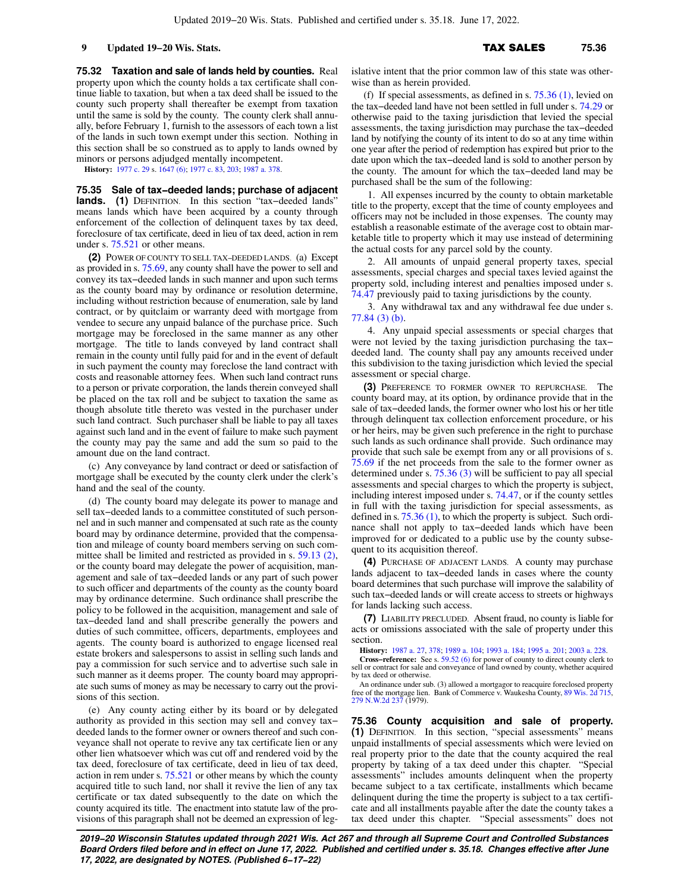**75.32 Taxation and sale of lands held by counties.** Real property upon which the county holds a tax certificate shall continue liable to taxation, but when a tax deed shall be issued to the county such property shall thereafter be exempt from taxation until the same is sold by the county. The county clerk shall annually, before February 1, furnish to the assessors of each town a list of the lands in such town exempt under this section. Nothing in this section shall be so construed as to apply to lands owned by minors or persons adjudged mentally incompetent.

**History:** 1977 c. 29 s. 1647 (6); 1977 c. 83, 203; 1987 a. 378.

**75.35 Sale of tax−deeded lands; purchase of adjacent lands.** **(1)** DEFINITION. In this section "tax−deeded lands" means lands which have been acquired by a county through enforcement of the collection of delinquent taxes by tax deed, foreclosure of tax certificate, deed in lieu of tax deed, action in rem under s. 75.521 or other means.

**(2)** POWER OF COUNTY TO SELL TAX−DEEDED LANDS. (a) Except as provided in s. 75.69, any county shall have the power to sell and convey its tax−deeded lands in such manner and upon such terms as the county board may by ordinance or resolution determine, including without restriction because of enumeration, sale by land contract, or by quitclaim or warranty deed with mortgage from vendee to secure any unpaid balance of the purchase price. Such mortgage may be foreclosed in the same manner as any other mortgage. The title to lands conveyed by land contract shall remain in the county until fully paid for and in the event of default in such payment the county may foreclose the land contract with costs and reasonable attorney fees. When such land contract runs to a person or private corporation, the lands therein conveyed shall be placed on the tax roll and be subject to taxation the same as though absolute title thereto was vested in the purchaser under such land contract. Such purchaser shall be liable to pay all taxes against such land and in the event of failure to make such payment the county may pay the same and add the sum so paid to the amount due on the land contract.

(c) Any conveyance by land contract or deed or satisfaction of mortgage shall be executed by the county clerk under the clerk's hand and the seal of the county.

(d) The county board may delegate its power to manage and sell tax−deeded lands to a committee constituted of such personnel and in such manner and compensated at such rate as the county board may by ordinance determine, provided that the compensation and mileage of county board members serving on such committee shall be limited and restricted as provided in s. 59.13 (2), or the county board may delegate the power of acquisition, management and sale of tax−deeded lands or any part of such power to such officer and departments of the county as the county board may by ordinance determine. Such ordinance shall prescribe the policy to be followed in the acquisition, management and sale of tax−deeded land and shall prescribe generally the powers and duties of such committee, officers, departments, employees and agents. The county board is authorized to engage licensed real estate brokers and salespersons to assist in selling such lands and pay a commission for such service and to advertise such sale in such manner as it deems proper. The county board may appropriate such sums of money as may be necessary to carry out the provisions of this section.

(e) Any county acting either by its board or by delegated authority as provided in this section may sell and convey tax−deeded lands to the former owner or owners thereof and such conveyance shall not operate to revive any tax certificate lien or any other lien whatsoever which was cut off and rendered void by the tax deed, foreclosure of tax certificate, deed in lieu of tax deed, action in rem under s. 75.521 or other means by which the county acquired title to such land, nor shall it revive the lien of any tax certificate or tax dated subsequently to the date on which the county acquired its title. The enactment into statute law of the provisions of this paragraph shall not be deemed an expression of legislative intent that the prior common law of this state was otherwise than as herein provided.

(f) If special assessments, as defined in s. 75.36 (1), levied on the tax−deeded land have not been settled in full under s. 74.29 or otherwise paid to the taxing jurisdiction that levied the special assessments, the taxing jurisdiction may purchase the tax−deeded land by notifying the county of its intent to do so at any time within one year after the period of redemption has expired but prior to the date upon which the tax−deeded land is sold to another person by the county. The amount for which the tax−deeded land may be purchased shall be the sum of the following:

1. All expenses incurred by the county to obtain marketable title to the property, except that the time of county employees and officers may not be included in those expenses. The county may establish a reasonable estimate of the average cost to obtain marketable title to property which it may use instead of determining the actual costs for any parcel sold by the county.

2. All amounts of unpaid general property taxes, special assessments, special charges and special taxes levied against the property sold, including interest and penalties imposed under s. 74.47 previously paid to taxing jurisdictions by the county.

3. Any withdrawal tax and any withdrawal fee due under s. 77.84 (3) (b).

4. Any unpaid special assessments or special charges that were not levied by the taxing jurisdiction purchasing the tax−deeded land. The county shall pay any amounts received under this subdivision to the taxing jurisdiction which levied the special assessment or special charge.

**(3)** PREFERENCE TO FORMER OWNER TO REPURCHASE. The county board may, at its option, by ordinance provide that in the sale of tax−deeded lands, the former owner who lost his or her title through delinquent tax collection enforcement procedure, or his or her heirs, may be given such preference in the right to purchase such lands as such ordinance shall provide. Such ordinance may provide that such sale be exempt from any or all provisions of s. 75.69 if the net proceeds from the sale to the former owner as determined under s. 75.36 (3) will be sufficient to pay all special assessments and special charges to which the property is subject, including interest imposed under s. 74.47, or if the county settles in full with the taxing jurisdiction for special assessments, as defined in s. 75.36 (1), to which the property is subject. Such ordinance shall not apply to tax−deeded lands which have been improved for or dedicated to a public use by the county subsequent to its acquisition thereof.

**(4)** PURCHASE OF ADJACENT LANDS. A county may purchase lands adjacent to tax−deeded lands in cases where the county board determines that such purchase will improve the salability of such tax−deeded lands or will create access to streets or highways for lands lacking such access.

**(7)** LIABILITY PRECLUDED. Absent fraud, no county is liable for acts or omissions associated with the sale of property under this section.

**History:** 1987 a. 27, 378; 1989 a. 104; 1993 a. 184; 1995 a. 201; 2003 a. 228.

**Cross−reference:** See s. 59.52 (6) for power of county to direct county clerk to sell or contract for sale and conveyance of land owned by county, whether acquired by tax deed or otherwise.

An ordinance under sub. (3) allowed a mortgagor to reacquire foreclosed property free of the mortgage lien. Bank of Commerce v. Waukesha County, 89 Wis. 2d 715, 279 N.W.2d 237 (1979).

**75.36 County acquisition and sale of property.** **(1)** DEFINITION. In this section, "special assessments" means unpaid installments of special assessments which were levied on real property prior to the date that the county acquired the real property by taking of a tax deed under this chapter. "Special assessments" includes amounts delinquent when the property became subject to a tax certificate, installments which became delinquent during the time the property is subject to a tax certificate and all installments payable after the date the county takes a tax deed under this chapter. "Special assessments" does not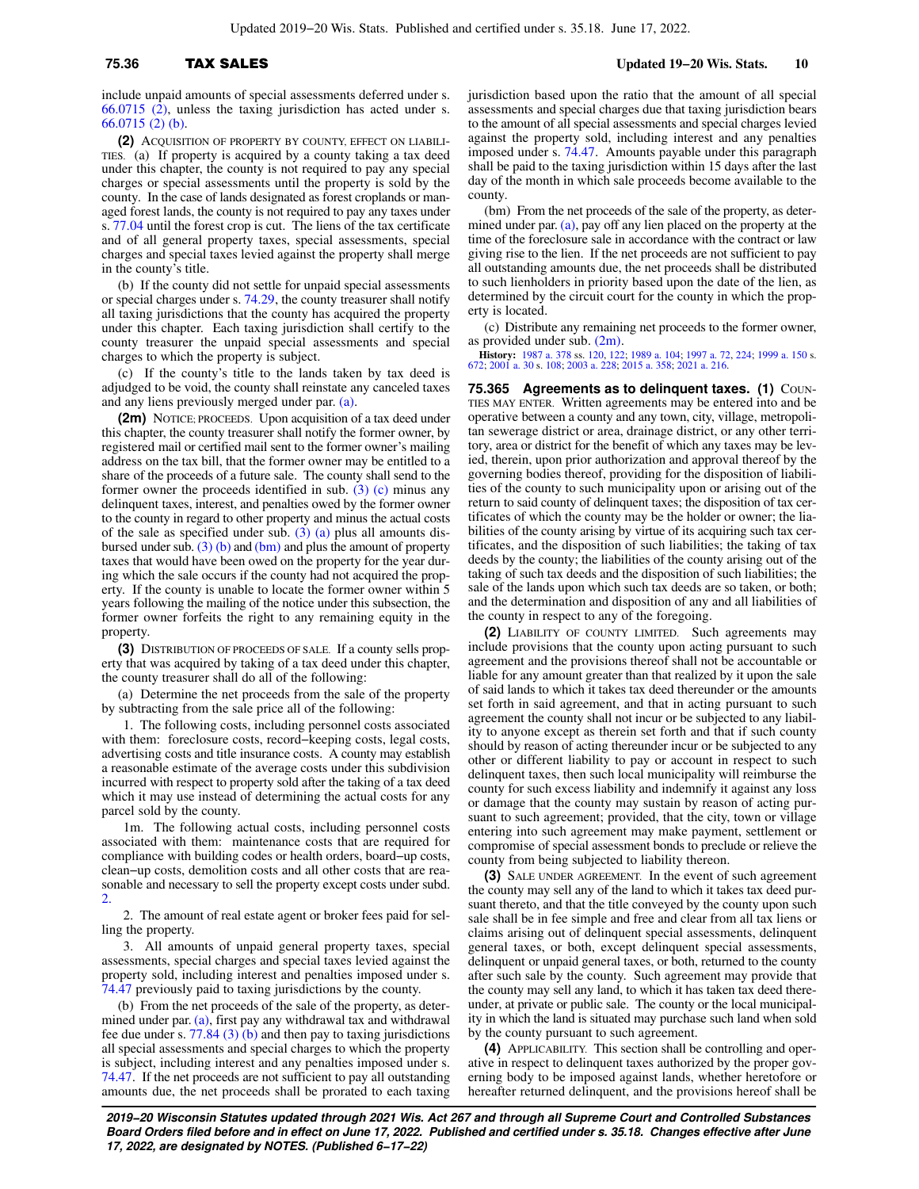include unpaid amounts of special assessments deferred under s. 66.0715 (2), unless the taxing jurisdiction has acted under s. 66.0715 (2) (b).

**(2)** ACQUISITION OF PROPERTY BY COUNTY, EFFECT ON LIABILITIES. (a) If property is acquired by a county taking a tax deed under this chapter, the county is not required to pay any special charges or special assessments until the property is sold by the county. In the case of lands designated as forest croplands or managed forest lands, the county is not required to pay any taxes under s. 77.04 until the forest crop is cut. The liens of the tax certificate and of all general property taxes, special assessments, special charges and special taxes levied against the property shall merge in the county's title.

(b) If the county did not settle for unpaid special assessments or special charges under s. 74.29, the county treasurer shall notify all taxing jurisdictions that the county has acquired the property under this chapter. Each taxing jurisdiction shall certify to the county treasurer the unpaid special assessments and special charges to which the property is subject.

(c) If the county's title to the lands taken by tax deed is adjudged to be void, the county shall reinstate any canceled taxes and any liens previously merged under par. (a).

**(2m)** NOTICE; PROCEEDS. Upon acquisition of a tax deed under this chapter, the county treasurer shall notify the former owner, by registered mail or certified mail sent to the former owner's mailing address on the tax bill, that the former owner may be entitled to a share of the proceeds of a future sale. The county shall send to the former owner the proceeds identified in sub. (3) (c) minus any delinquent taxes, interest, and penalties owed by the former owner to the county in regard to other property and minus the actual costs of the sale as specified under sub. (3) (a) plus all amounts disbursed under sub. (3) (b) and (bm) and plus the amount of property taxes that would have been owed on the property for the year during which the sale occurs if the county had not acquired the property. If the county is unable to locate the former owner within 5 years following the mailing of the notice under this subsection, the former owner forfeits the right to any remaining equity in the property.

**(3)** DISTRIBUTION OF PROCEEDS OF SALE. If a county sells property that was acquired by taking of a tax deed under this chapter, the county treasurer shall do all of the following:

(a) Determine the net proceeds from the sale of the property by subtracting from the sale price all of the following:

1. The following costs, including personnel costs associated with them: foreclosure costs, record−keeping costs, legal costs, advertising costs and title insurance costs. A county may establish a reasonable estimate of the average costs under this subdivision incurred with respect to property sold after the taking of a tax deed which it may use instead of determining the actual costs for any parcel sold by the county.

1m. The following actual costs, including personnel costs associated with them: maintenance costs that are required for compliance with building codes or health orders, board−up costs, clean−up costs, demolition costs and all other costs that are reasonable and necessary to sell the property except costs under subd. 2.

2. The amount of real estate agent or broker fees paid for selling the property.

3. All amounts of unpaid general property taxes, special assessments, special charges and special taxes levied against the property sold, including interest and penalties imposed under s. 74.47 previously paid to taxing jurisdictions by the county.

(b) From the net proceeds of the sale of the property, as determined under par. (a), first pay any withdrawal tax and withdrawal fee due under s. 77.84 (3) (b) and then pay to taxing jurisdictions all special assessments and special charges to which the property is subject, including interest and any penalties imposed under s. 74.47. If the net proceeds are not sufficient to pay all outstanding amounts due, the net proceeds shall be prorated to each taxing jurisdiction based upon the ratio that the amount of all special assessments and special charges due that taxing jurisdiction bears to the amount of all special assessments and special charges levied against the property sold, including interest and any penalties imposed under s. 74.47. Amounts payable under this paragraph shall be paid to the taxing jurisdiction within 15 days after the last day of the month in which sale proceeds become available to the county.

(bm) From the net proceeds of the sale of the property, as determined under par. (a), pay off any lien placed on the property at the time of the foreclosure sale in accordance with the contract or law giving rise to the lien. If the net proceeds are not sufficient to pay all outstanding amounts due, the net proceeds shall be distributed to such lienholders in priority based upon the date of the lien, as determined by the circuit court for the county in which the property is located.

(c) Distribute any remaining net proceeds to the former owner, as provided under sub. (2m).

**History:** 1987 a. 378 ss. 120, 122; 1989 a. 104; 1997 a. 72, 224; 1999 a. 150 s. 672; 2001 a. 30 s. 108; 2003 a. 228; 2015 a. 358; 2021 a. 216.

**75.365 Agreements as to delinquent taxes. (1)** COUNTIES MAY ENTER. Written agreements may be entered into and be operative between a county and any town, city, village, metropolitan sewerage district or area, drainage district, or any other territory, area or district for the benefit of which any taxes may be levied, therein, upon prior authorization and approval thereof by the governing bodies thereof, providing for the disposition of liabilities of the county to such municipality upon or arising out of the return to said county of delinquent taxes; the disposition of tax certificates of which the county may be the holder or owner; the liabilities of the county arising by virtue of its acquiring such tax certificates, and the disposition of such liabilities; the taking of tax deeds by the county; the liabilities of the county arising out of the taking of such tax deeds and the disposition of such liabilities; the sale of the lands upon which such tax deeds are so taken, or both; and the determination and disposition of any and all liabilities of the county in respect to any of the foregoing.

**(2)** LIABILITY OF COUNTY LIMITED. Such agreements may include provisions that the county upon acting pursuant to such agreement and the provisions thereof shall not be accountable or liable for any amount greater than that realized by it upon the sale of said lands to which it takes tax deed thereunder or the amounts set forth in said agreement, and that in acting pursuant to such agreement the county shall not incur or be subjected to any liability to anyone except as therein set forth and that if such county should by reason of acting thereunder incur or be subjected to any other or different liability to pay or account in respect to such delinquent taxes, then such local municipality will reimburse the county for such excess liability and indemnify it against any loss or damage that the county may sustain by reason of acting pursuant to such agreement; provided, that the city, town or village entering into such agreement may make payment, settlement or compromise of special assessment bonds to preclude or relieve the county from being subjected to liability thereon.

**(3)** SALE UNDER AGREEMENT. In the event of such agreement the county may sell any of the land to which it takes tax deed pursuant thereto, and that the title conveyed by the county upon such sale shall be in fee simple and free and clear from all tax liens or claims arising out of delinquent special assessments, delinquent general taxes, or both, except delinquent special assessments, delinquent or unpaid general taxes, or both, returned to the county after such sale by the county. Such agreement may provide that the county may sell any land, to which it has taken tax deed thereunder, at private or public sale. The county or the local municipality in which the land is situated may purchase such land when sold by the county pursuant to such agreement.

**(4)** APPLICABILITY. This section shall be controlling and operative in respect to delinquent taxes authorized by the proper governing body to be imposed against lands, whether heretofore or hereafter returned delinquent, and the provisions hereof shall be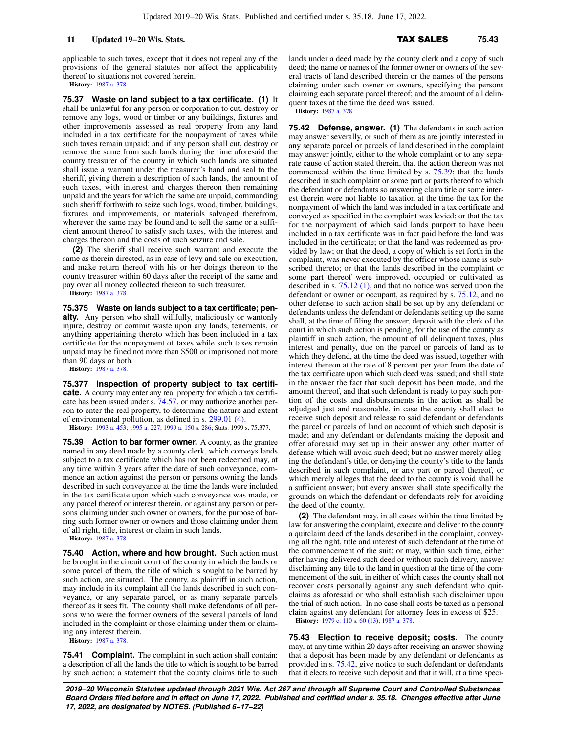applicable to such taxes, except that it does not repeal any of the provisions of the general statutes nor affect the applicability thereof to situations not covered herein.

**History:** 1987 a. 378.

**75.37 Waste on land subject to a tax certificate. (1)** It shall be unlawful for any person or corporation to cut, destroy or remove any logs, wood or timber or any buildings, fixtures and other improvements assessed as real property from any land included in a tax certificate for the nonpayment of taxes while such taxes remain unpaid; and if any person shall cut, destroy or remove the same from such lands during the time aforesaid the county treasurer of the county in which such lands are situated shall issue a warrant under the treasurer's hand and seal to the sheriff, giving therein a description of such lands, the amount of such taxes, with interest and charges thereon then remaining unpaid and the years for which the same are unpaid, commanding such sheriff forthwith to seize such logs, wood, timber, buildings, fixtures and improvements, or materials salvaged therefrom, wherever the same may be found and to sell the same or a sufficient amount thereof to satisfy such taxes, with the interest and charges thereon and the costs of such seizure and sale.

**(2)** The sheriff shall receive such warrant and execute the same as therein directed, as in case of levy and sale on execution, and make return thereof with his or her doings thereon to the county treasurer within 60 days after the receipt of the same and pay over all money collected thereon to such treasurer.

**History:** 1987 a. 378.

**75.375 Waste on lands subject to a tax certificate; penalty.** Any person who shall willfully, maliciously or wantonly injure, destroy or commit waste upon any lands, tenements, or anything appertaining thereto which has been included in a tax certificate for the nonpayment of taxes while such taxes remain unpaid may be fined not more than $500 or imprisoned not more than 90 days or both.

**History:** 1987 a. 378.

**75.377 Inspection of property subject to tax certificate.** A county may enter any real property for which a tax certificate has been issued under s. 74.57, or may authorize another person to enter the real property, to determine the nature and extent of environmental pollution, as defined in s. 299.01 (4).

**History:** 1993 a. 453; 1995 a. 227; 1999 a. 150 s. 286; Stats. 1999 s. 75.377.

**75.39 Action to bar former owner.** A county, as the grantee named in any deed made by a county clerk, which conveys lands subject to a tax certificate which has not been redeemed may, at any time within 3 years after the date of such conveyance, commence an action against the person or persons owning the lands described in such conveyance at the time the lands were included in the tax certificate upon which such conveyance was made, or any parcel thereof or interest therein, or against any person or persons claiming under such owner or owners, for the purpose of barring such former owner or owners and those claiming under them of all right, title, interest or claim in such lands.

**History:** 1987 a. 378.

**75.40 Action, where and how brought.** Such action must be brought in the circuit court of the county in which the lands or some parcel of them, the title of which is sought to be barred by such action, are situated. The county, as plaintiff in such action, may include in its complaint all the lands described in such conveyance, or any separate parcel, or as many separate parcels thereof as it sees fit. The county shall make defendants of all persons who were the former owners of the several parcels of land included in the complaint or those claiming under them or claiming any interest therein.

**History:** 1987 a. 378.

**75.41 Complaint.** The complaint in such action shall contain: a description of all the lands the title to which is sought to be barred by such action; a statement that the county claims title to such lands under a deed made by the county clerk and a copy of such deed; the name or names of the former owner or owners of the several tracts of land described therein or the names of the persons claiming under such owner or owners, specifying the persons claiming each separate parcel thereof; and the amount of all delinquent taxes at the time the deed was issued.

**History:** 1987 a. 378.

**75.42 Defense, answer. (1)** The defendants in such action may answer severally, or such of them as are jointly interested in any separate parcel or parcels of land described in the complaint may answer jointly, either to the whole complaint or to any separate cause of action stated therein, that the action thereon was not commenced within the time limited by s. 75.39; that the lands described in such complaint or some part or parts thereof to which the defendant or defendants so answering claim title or some interest therein were not liable to taxation at the time the tax for the nonpayment of which the land was included in a tax certificate and conveyed as specified in the complaint was levied; or that the tax for the nonpayment of which said lands purport to have been included in a tax certificate was in fact paid before the land was included in the certificate; or that the land was redeemed as provided by law; or that the deed, a copy of which is set forth in the complaint, was never executed by the officer whose name is subscribed thereto; or that the lands described in the complaint or some part thereof were improved, occupied or cultivated as described in s. 75.12 (1), and that no notice was served upon the defendant or owner or occupant, as required by s. 75.12, and no other defense to such action shall be set up by any defendant or defendants unless the defendant or defendants setting up the same shall, at the time of filing the answer, deposit with the clerk of the court in which such action is pending, for the use of the county as plaintiff in such action, the amount of all delinquent taxes, plus interest and penalty, due on the parcel or parcels of land as to which they defend, at the time the deed was issued, together with interest thereon at the rate of 8 percent per year from the date of the tax certificate upon which such deed was issued; and shall state in the answer the fact that such deposit has been made, and the amount thereof, and that such defendant is ready to pay such portion of the costs and disbursements in the action as shall be adjudged just and reasonable, in case the county shall elect to receive such deposit and release to said defendant or defendants the parcel or parcels of land on account of which such deposit is made; and any defendant or defendants making the deposit and offer aforesaid may set up in their answer any other matter of defense which will avoid such deed; but no answer merely alleging the defendant's title, or denying the county's title to the lands described in such complaint, or any part or parcel thereof, or which merely alleges that the deed to the county is void shall be a sufficient answer; but every answer shall state specifically the grounds on which the defendant or defendants rely for avoiding the deed of the county.

**(2)** The defendant may, in all cases within the time limited by law for answering the complaint, execute and deliver to the county a quitclaim deed of the lands described in the complaint, conveying all the right, title and interest of such defendant at the time of the commencement of the suit; or may, within such time, either after having delivered such deed or without such delivery, answer disclaiming any title to the land in question at the time of the commencement of the suit, in either of which cases the county shall not recover costs personally against any such defendant who quitclaims as aforesaid or who shall establish such disclaimer upon the trial of such action. In no case shall costs be taxed as a personal claim against any defendant for attorney fees in excess of $25.

**History:** 1979 c. 110 s. 60 (13); 1987 a. 378.

**75.43 Election to receive deposit; costs.** The county may, at any time within 20 days after receiving an answer showing that a deposit has been made by any defendant or defendants as provided in s. 75.42, give notice to such defendant or defendants that it elects to receive such deposit and that it will, at a time speci-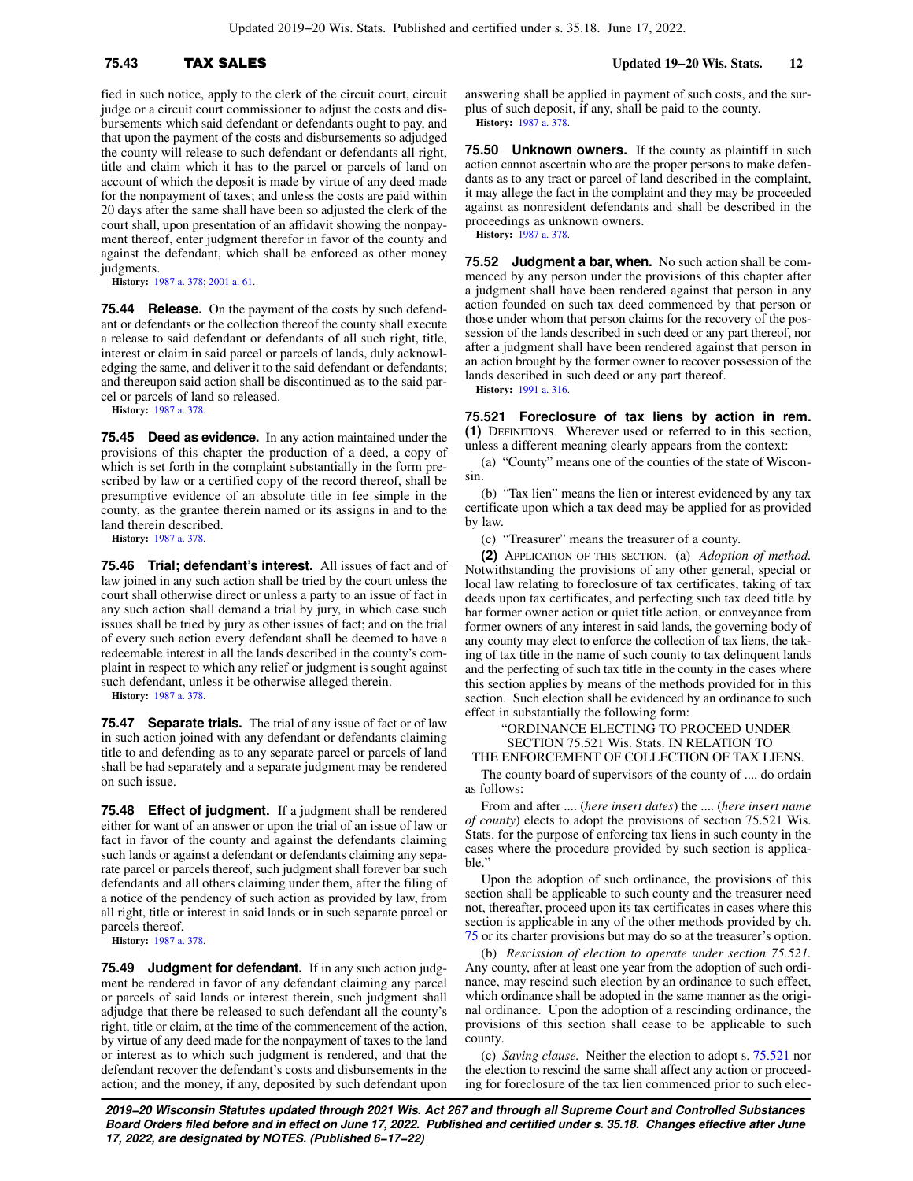fied in such notice, apply to the clerk of the circuit court, circuit judge or a circuit court commissioner to adjust the costs and disbursements which said defendant or defendants ought to pay, and that upon the payment of the costs and disbursements so adjudged the county will release to such defendant or defendants all right, title and claim which it has to the parcel or parcels of land on account of which the deposit is made by virtue of any deed made for the nonpayment of taxes; and unless the costs are paid within 20 days after the same shall have been so adjusted the clerk of the court shall, upon presentation of an affidavit showing the nonpayment thereof, enter judgment therefor in favor of the county and against the defendant, which shall be enforced as other money judgments.

**History:** 1987 a. 378; 2001 a. 61.

**75.44 Release.** On the payment of the costs by such defendant or defendants or the collection thereof the county shall execute a release to said defendant or defendants of all such right, title, interest or claim in said parcel or parcels of lands, duly acknowledging the same, and deliver it to the said defendant or defendants; and thereupon said action shall be discontinued as to the said parcel or parcels of land so released.

**History:** 1987 a. 378.

**75.45 Deed as evidence.** In any action maintained under the provisions of this chapter the production of a deed, a copy of which is set forth in the complaint substantially in the form prescribed by law or a certified copy of the record thereof, shall be presumptive evidence of an absolute title in fee simple in the county, as the grantee therein named or its assigns in and to the land therein described.

**History:** 1987 a. 378.

**75.46 Trial; defendant's interest.** All issues of fact and of law joined in any such action shall be tried by the court unless the court shall otherwise direct or unless a party to an issue of fact in any such action shall demand a trial by jury, in which case such issues shall be tried by jury as other issues of fact; and on the trial of every such action every defendant shall be deemed to have a redeemable interest in all the lands described in the county's complaint in respect to which any relief or judgment is sought against such defendant, unless it be otherwise alleged therein.

**History:** 1987 a. 378.

**75.47 Separate trials.** The trial of any issue of fact or of law in such action joined with any defendant or defendants claiming title to and defending as to any separate parcel or parcels of land shall be had separately and a separate judgment may be rendered on such issue.

**75.48 Effect of judgment.** If a judgment shall be rendered either for want of an answer or upon the trial of an issue of law or fact in favor of the county and against the defendants claiming such lands or against a defendant or defendants claiming any separate parcel or parcels thereof, such judgment shall forever bar such defendants and all others claiming under them, after the filing of a notice of the pendency of such action as provided by law, from all right, title or interest in said lands or in such separate parcel or parcels thereof.

**History:** 1987 a. 378.

**75.49 Judgment for defendant.** If in any such action judgment be rendered in favor of any defendant claiming any parcel or parcels of said lands or interest therein, such judgment shall adjudge that there be released to such defendant all the county's right, title or claim, at the time of the commencement of the action, by virtue of any deed made for the nonpayment of taxes to the land or interest as to which such judgment is rendered, and that the defendant recover the defendant's costs and disbursements in the action; and the money, if any, deposited by such defendant upon answering shall be applied in payment of such costs, and the surplus of such deposit, if any, shall be paid to the county.

**History:** 1987 a. 378.

**75.50 Unknown owners.** If the county as plaintiff in such action cannot ascertain who are the proper persons to make defendants as to any tract or parcel of land described in the complaint, it may allege the fact in the complaint and they may be proceeded against as nonresident defendants and shall be described in the proceedings as unknown owners.

**History:** 1987 a. 378.

**75.52 Judgment a bar, when.** No such action shall be commenced by any person under the provisions of this chapter after a judgment shall have been rendered against that person in any action founded on such tax deed commenced by that person or those under whom that person claims for the recovery of the possession of the lands described in such deed or any part thereof, nor after a judgment shall have been rendered against that person in an action brought by the former owner to recover possession of the lands described in such deed or any part thereof.

**History:** 1991 a. 316.

**75.521 Foreclosure of tax liens by action in rem.**

**(1)** DEFINITIONS. Wherever used or referred to in this section, unless a different meaning clearly appears from the context:

(a) "County" means one of the counties of the state of Wisconsin.

(b) "Tax lien" means the lien or interest evidenced by any tax certificate upon which a tax deed may be applied for as provided by law.

(c) "Treasurer" means the treasurer of a county.

**(2)** APPLICATION OF THIS SECTION. (a) *Adoption of method.* Notwithstanding the provisions of any other general, special or local law relating to foreclosure of tax certificates, taking of tax deeds upon tax certificates, and perfecting such tax deed title by bar former owner action or quiet title action, or conveyance from former owners of any interest in said lands, the governing body of any county may elect to enforce the collection of tax liens, the taking of tax title in the name of such county to tax delinquent lands and the perfecting of such tax title in the county in the cases where this section applies by means of the methods provided for in this section. Such election shall be evidenced by an ordinance to such effect in substantially the following form:

"ORDINANCE ELECTING TO PROCEED UNDER SECTION 75.521 Wis. Stats. IN RELATION TO THE ENFORCEMENT OF COLLECTION OF TAX LIENS.

The county board of supervisors of the county of .... do ordain as follows:

From and after .... (*here insert dates*) the .... (*here insert name of county*) elects to adopt the provisions of section 75.521 Wis. Stats. for the purpose of enforcing tax liens in such county in the cases where the procedure provided by such section is applicable."

Upon the adoption of such ordinance, the provisions of this section shall be applicable to such county and the treasurer need not, thereafter, proceed upon its tax certificates in cases where this section is applicable in any of the other methods provided by ch. 75 or its charter provisions but may do so at the treasurer's option.

(b) *Rescission of election to operate under section 75.521.* Any county, after at least one year from the adoption of such ordinance, may rescind such election by an ordinance to such effect, which ordinance shall be adopted in the same manner as the original ordinance. Upon the adoption of a rescinding ordinance, the provisions of this section shall cease to be applicable to such county.

(c) *Saving clause.* Neither the election to adopt s. 75.521 nor the election to rescind the same shall affect any action or proceeding for foreclosure of the tax lien commenced prior to such elec-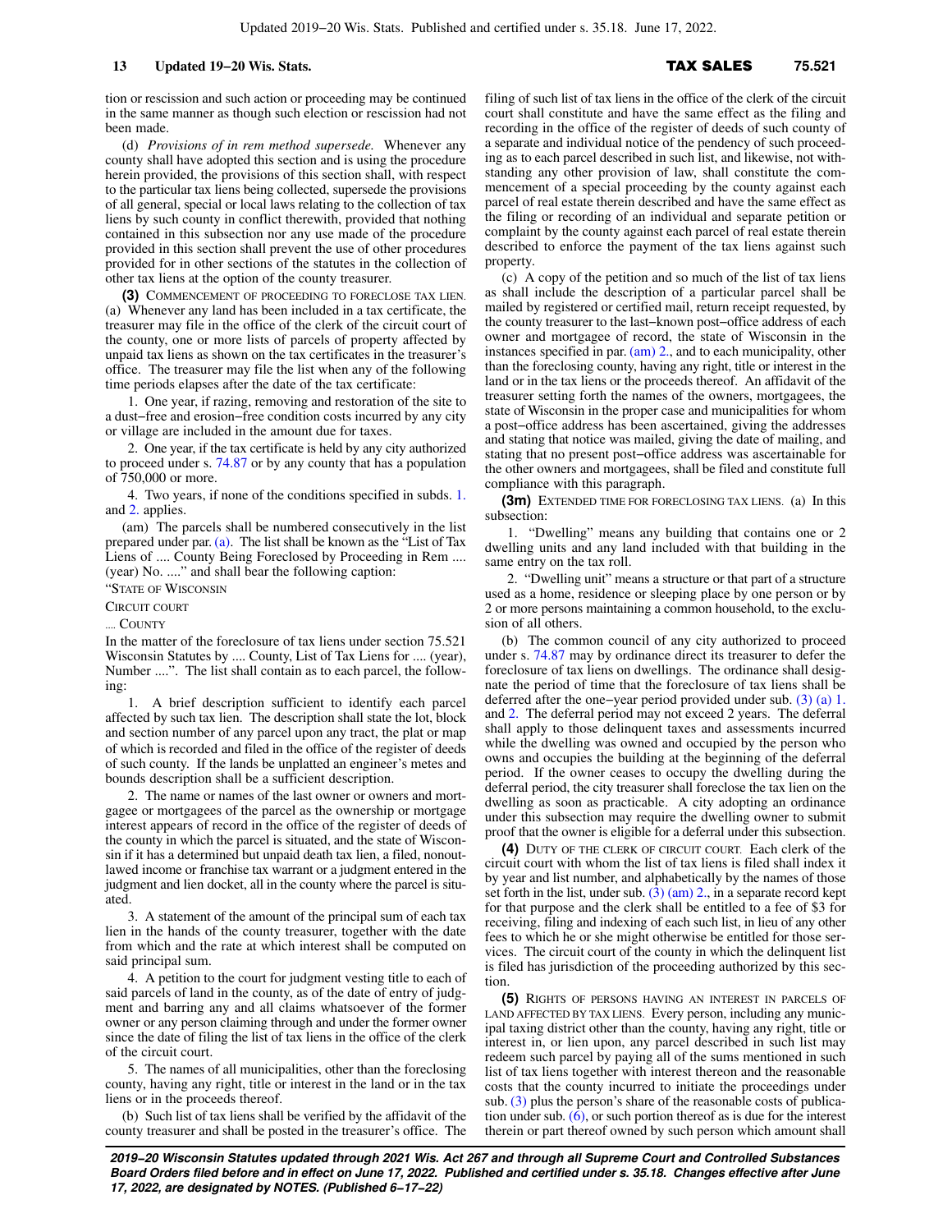tion or rescission and such action or proceeding may be continued in the same manner as though such election or rescission had not been made.

(d) *Provisions of in rem method supersede.* Whenever any county shall have adopted this section and is using the procedure herein provided, the provisions of this section shall, with respect to the particular tax liens being collected, supersede the provisions of all general, special or local laws relating to the collection of tax liens by such county in conflict therewith, provided that nothing contained in this subsection nor any use made of the procedure provided in this section shall prevent the use of other procedures provided for in other sections of the statutes in the collection of other tax liens at the option of the county treasurer.

**(3)** COMMENCEMENT OF PROCEEDING TO FORECLOSE TAX LIEN. (a) Whenever any land has been included in a tax certificate, the treasurer may file in the office of the clerk of the circuit court of the county, one or more lists of parcels of property affected by unpaid tax liens as shown on the tax certificates in the treasurer's office. The treasurer may file the list when any of the following time periods elapses after the date of the tax certificate:

1. One year, if razing, removing and restoration of the site to a dust−free and erosion−free condition costs incurred by any city or village are included in the amount due for taxes.

2. One year, if the tax certificate is held by any city authorized to proceed under s. 74.87 or by any county that has a population of 750,000 or more.

4. Two years, if none of the conditions specified in subds. 1. and 2. applies.

(am) The parcels shall be numbered consecutively in the list prepared under par. (a). The list shall be known as the "List of Tax Liens of .... County Being Foreclosed by Proceeding in Rem .... (year) No. ...." and shall bear the following caption:

"STATE OF WISCONSIN

CIRCUIT COURT

.... COUNTY

In the matter of the foreclosure of tax liens under section 75.521 Wisconsin Statutes by .... County, List of Tax Liens for .... (year), Number ....". The list shall contain as to each parcel, the following:

1. A brief description sufficient to identify each parcel affected by such tax lien. The description shall state the lot, block and section number of any parcel upon any tract, the plat or map of which is recorded and filed in the office of the register of deeds of such county. If the lands be unplatted an engineer's metes and bounds description shall be a sufficient description.

2. The name or names of the last owner or owners and mortgagee or mortgagees of the parcel as the ownership or mortgage interest appears of record in the office of the register of deeds of the county in which the parcel is situated, and the state of Wisconsin if it has a determined but unpaid death tax lien, a filed, nonoutlawed income or franchise tax warrant or a judgment entered in the judgment and lien docket, all in the county where the parcel is situated.

3. A statement of the amount of the principal sum of each tax lien in the hands of the county treasurer, together with the date from which and the rate at which interest shall be computed on said principal sum.

4. A petition to the court for judgment vesting title to each of said parcels of land in the county, as of the date of entry of judgment and barring any and all claims whatsoever of the former owner or any person claiming through and under the former owner since the date of filing the list of tax liens in the office of the clerk of the circuit court.

5. The names of all municipalities, other than the foreclosing county, having any right, title or interest in the land or in the tax liens or in the proceeds thereof.

(b) Such list of tax liens shall be verified by the affidavit of the county treasurer and shall be posted in the treasurer's office. The filing of such list of tax liens in the office of the clerk of the circuit court shall constitute and have the same effect as the filing and recording in the office of the register of deeds of such county of a separate and individual notice of the pendency of such proceeding as to each parcel described in such list, and likewise, not withstanding any other provision of law, shall constitute the commencement of a special proceeding by the county against each parcel of real estate therein described and have the same effect as the filing or recording of an individual and separate petition or complaint by the county against each parcel of real estate therein described to enforce the payment of the tax liens against such property.

(c) A copy of the petition and so much of the list of tax liens as shall include the description of a particular parcel shall be mailed by registered or certified mail, return receipt requested, by the county treasurer to the last−known post−office address of each owner and mortgagee of record, the state of Wisconsin in the instances specified in par. (am) 2., and to each municipality, other than the foreclosing county, having any right, title or interest in the land or in the tax liens or the proceeds thereof. An affidavit of the treasurer setting forth the names of the owners, mortgagees, the state of Wisconsin in the proper case and municipalities for whom a post−office address has been ascertained, giving the addresses and stating that notice was mailed, giving the date of mailing, and stating that no present post−office address was ascertainable for the other owners and mortgagees, shall be filed and constitute full compliance with this paragraph.

**(3m)** EXTENDED TIME FOR FORECLOSING TAX LIENS. (a) In this subsection:

1. "Dwelling" means any building that contains one or 2 dwelling units and any land included with that building in the same entry on the tax roll.

2. "Dwelling unit" means a structure or that part of a structure used as a home, residence or sleeping place by one person or by 2 or more persons maintaining a common household, to the exclusion of all others.

(b) The common council of any city authorized to proceed under s. 74.87 may by ordinance direct its treasurer to defer the foreclosure of tax liens on dwellings. The ordinance shall designate the period of time that the foreclosure of tax liens shall be deferred after the one−year period provided under sub. (3) (a) 1. and 2. The deferral period may not exceed 2 years. The deferral shall apply to those delinquent taxes and assessments incurred while the dwelling was owned and occupied by the person who owns and occupies the building at the beginning of the deferral period. If the owner ceases to occupy the dwelling during the deferral period, the city treasurer shall foreclose the tax lien on the dwelling as soon as practicable. A city adopting an ordinance under this subsection may require the dwelling owner to submit proof that the owner is eligible for a deferral under this subsection.

**(4)** DUTY OF THE CLERK OF CIRCUIT COURT. Each clerk of the circuit court with whom the list of tax liens is filed shall index it by year and list number, and alphabetically by the names of those set forth in the list, under sub. (3) (am) 2., in a separate record kept for that purpose and the clerk shall be entitled to a fee of $3 for receiving, filing and indexing of each such list, in lieu of any other fees to which he or she might otherwise be entitled for those services. The circuit court of the county in which the delinquent list is filed has jurisdiction of the proceeding authorized by this section.

**(5)** RIGHTS OF PERSONS HAVING AN INTEREST IN PARCELS OF LAND AFFECTED BY TAX LIENS. Every person, including any municipal taxing district other than the county, having any right, title or interest in, or lien upon, any parcel described in such list may redeem such parcel by paying all of the sums mentioned in such list of tax liens together with interest thereon and the reasonable costs that the county incurred to initiate the proceedings under sub. (3) plus the person's share of the reasonable costs of publication under sub. (6), or such portion thereof as is due for the interest therein or part thereof owned by such person which amount shall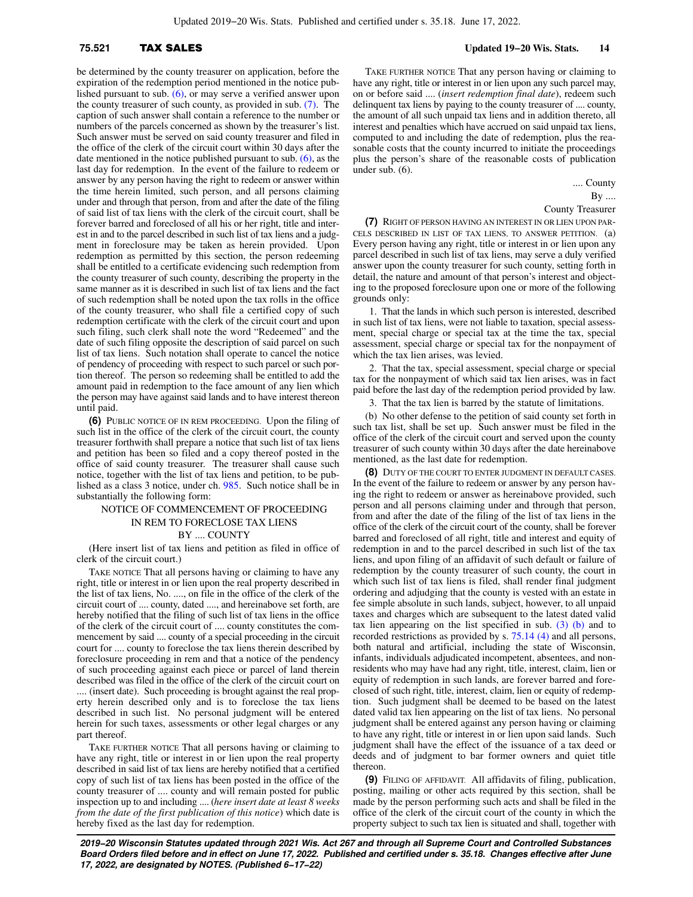be determined by the county treasurer on application, before the expiration of the redemption period mentioned in the notice published pursuant to sub. (6), or may serve a verified answer upon the county treasurer of such county, as provided in sub. (7). The caption of such answer shall contain a reference to the number or numbers of the parcels concerned as shown by the treasurer's list. Such answer must be served on said county treasurer and filed in the office of the clerk of the circuit court within 30 days after the date mentioned in the notice published pursuant to sub. (6), as the last day for redemption. In the event of the failure to redeem or answer by any person having the right to redeem or answer within the time herein limited, such person, and all persons claiming under and through that person, from and after the date of the filing of said list of tax liens with the clerk of the circuit court, shall be forever barred and foreclosed of all his or her right, title and interest in and to the parcel described in such list of tax liens and a judgment in foreclosure may be taken as herein provided. Upon redemption as permitted by this section, the person redeeming shall be entitled to a certificate evidencing such redemption from the county treasurer of such county, describing the property in the same manner as it is described in such list of tax liens and the fact of such redemption shall be noted upon the tax rolls in the office of the county treasurer, who shall file a certified copy of such redemption certificate with the clerk of the circuit court and upon such filing, such clerk shall note the word "Redeemed" and the date of such filing opposite the description of said parcel on such list of tax liens. Such notation shall operate to cancel the notice of pendency of proceeding with respect to such parcel or such portion thereof. The person so redeeming shall be entitled to add the amount paid in redemption to the face amount of any lien which the person may have against said lands and to have interest thereon until paid.

**(6)** PUBLIC NOTICE OF IN REM PROCEEDING. Upon the filing of such list in the office of the clerk of the circuit court, the county treasurer forthwith shall prepare a notice that such list of tax liens and petition has been so filed and a copy thereof posted in the office of said county treasurer. The treasurer shall cause such notice, together with the list of tax liens and petition, to be published as a class 3 notice, under ch. 985. Such notice shall be in substantially the following form:

NOTICE OF COMMENCEMENT OF PROCEEDING
IN REM TO FORECLOSE TAX LIENS
BY .... COUNTY

(Here insert list of tax liens and petition as filed in office of clerk of the circuit court.)

TAKE NOTICE That all persons having or claiming to have any right, title or interest in or lien upon the real property described in the list of tax liens, No. ...., on file in the office of the clerk of the circuit court of .... county, dated ...., and hereinabove set forth, are hereby notified that the filing of such list of tax liens in the office of the clerk of the circuit court of .... county constitutes the commencement by said .... county of a special proceeding in the circuit court for .... county to foreclose the tax liens therein described by foreclosure proceeding in rem and that a notice of the pendency of such proceeding against each piece or parcel of land therein described was filed in the office of the clerk of the circuit court on .... (insert date). Such proceeding is brought against the real property herein described only and is to foreclose the tax liens described in such list. No personal judgment will be entered herein for such taxes, assessments or other legal charges or any part thereof.

TAKE FURTHER NOTICE That all persons having or claiming to have any right, title or interest in or lien upon the real property described in said list of tax liens are hereby notified that a certified copy of such list of tax liens has been posted in the office of the county treasurer of .... county and will remain posted for public inspection up to and including .... (*here insert date at least 8 weeks from the date of the first publication of this notice*) which date is hereby fixed as the last day for redemption.

TAKE FURTHER NOTICE That any person having or claiming to have any right, title or interest in or lien upon any such parcel may, on or before said .... (*insert redemption final date*), redeem such delinquent tax liens by paying to the county treasurer of .... county, the amount of all such unpaid tax liens and in addition thereto, all interest and penalties which have accrued on said unpaid tax liens, computed to and including the date of redemption, plus the reasonable costs that the county incurred to initiate the proceedings plus the person's share of the reasonable costs of publication under sub. (6).

.... County
By ....
County Treasurer

**(7)** RIGHT OF PERSON HAVING AN INTEREST IN OR LIEN UPON PARCELS DESCRIBED IN LIST OF TAX LIENS, TO ANSWER PETITION. (a) Every person having any right, title or interest in or lien upon any parcel described in such list of tax liens, may serve a duly verified answer upon the county treasurer for such county, setting forth in detail, the nature and amount of that person's interest and objecting to the proposed foreclosure upon one or more of the following grounds only:

1. That the lands in which such person is interested, described in such list of tax liens, were not liable to taxation, special assessment, special charge or special tax at the time the tax, special assessment, special charge or special tax for the nonpayment of which the tax lien arises, was levied.

2. That the tax, special assessment, special charge or special tax for the nonpayment of which said tax lien arises, was in fact paid before the last day of the redemption period provided by law.

3. That the tax lien is barred by the statute of limitations.

(b) No other defense to the petition of said county set forth in such tax list, shall be set up. Such answer must be filed in the office of the clerk of the circuit court and served upon the county treasurer of such county within 30 days after the date hereinabove mentioned, as the last date for redemption.

**(8)** DUTY OF THE COURT TO ENTER JUDGMENT IN DEFAULT CASES. In the event of the failure to redeem or answer by any person having the right to redeem or answer as hereinabove provided, such person and all persons claiming under and through that person, from and after the date of the filing of the list of tax liens in the office of the clerk of the circuit court of the county, shall be forever barred and foreclosed of all right, title and interest and equity of redemption in and to the parcel described in such list of the tax liens, and upon filing of an affidavit of such default or failure of redemption by the county treasurer of such county, the court in which such list of tax liens is filed, shall render final judgment ordering and adjudging that the county is vested with an estate in fee simple absolute in such lands, subject, however, to all unpaid taxes and charges which are subsequent to the latest dated valid tax lien appearing on the list specified in sub. (3) (b) and to recorded restrictions as provided by s. 75.14 (4) and all persons, both natural and artificial, including the state of Wisconsin, infants, individuals adjudicated incompetent, absentees, and nonresidents who may have had any right, title, interest, claim, lien or equity of redemption in such lands, are forever barred and foreclosed of such right, title, interest, claim, lien or equity of redemption. Such judgment shall be deemed to be based on the latest dated valid tax lien appearing on the list of tax liens. No personal judgment shall be entered against any person having or claiming to have any right, title or interest in or lien upon said lands. Such judgment shall have the effect of the issuance of a tax deed or deeds and of judgment to bar former owners and quiet title thereon.

**(9)** FILING OF AFFIDAVIT. All affidavits of filing, publication, posting, mailing or other acts required by this section, shall be made by the person performing such acts and shall be filed in the office of the clerk of the circuit court of the county in which the property subject to such tax lien is situated and shall, together with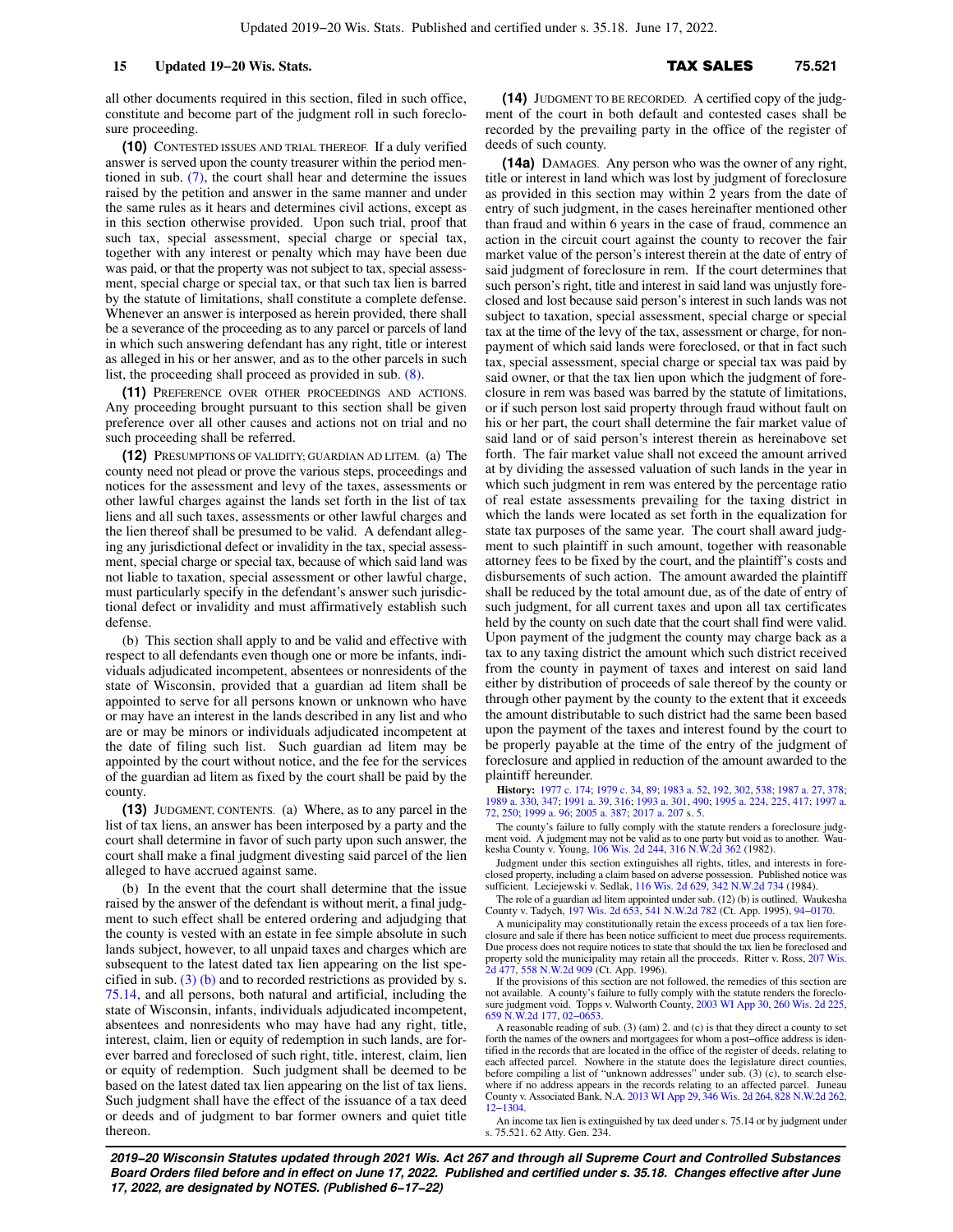all other documents required in this section, filed in such office, constitute and become part of the judgment roll in such foreclosure proceeding.

**(10)** CONTESTED ISSUES AND TRIAL THEREOF. If a duly verified answer is served upon the county treasurer within the period mentioned in sub. (7), the court shall hear and determine the issues raised by the petition and answer in the same manner and under the same rules as it hears and determines civil actions, except as in this section otherwise provided. Upon such trial, proof that such tax, special assessment, special charge or special tax, together with any interest or penalty which may have been due was paid, or that the property was not subject to tax, special assessment, special charge or special tax, or that such tax lien is barred by the statute of limitations, shall constitute a complete defense. Whenever an answer is interposed as herein provided, there shall be a severance of the proceeding as to any parcel or parcels of land in which such answering defendant has any right, title or interest as alleged in his or her answer, and as to the other parcels in such list, the proceeding shall proceed as provided in sub. (8).

**(11)** PREFERENCE OVER OTHER PROCEEDINGS AND ACTIONS. Any proceeding brought pursuant to this section shall be given preference over all other causes and actions not on trial and no such proceeding shall be referred.

**(12)** PRESUMPTIONS OF VALIDITY; GUARDIAN AD LITEM. (a) The county need not plead or prove the various steps, proceedings and notices for the assessment and levy of the taxes, assessments or other lawful charges against the lands set forth in the list of tax liens and all such taxes, assessments or other lawful charges and the lien thereof shall be presumed to be valid. A defendant alleging any jurisdictional defect or invalidity in the tax, special assessment, special charge or special tax, because of which said land was not liable to taxation, special assessment or other lawful charge, must particularly specify in the defendant's answer such jurisdictional defect or invalidity and must affirmatively establish such defense.

(b) This section shall apply to and be valid and effective with respect to all defendants even though one or more be infants, individuals adjudicated incompetent, absentees or nonresidents of the state of Wisconsin, provided that a guardian ad litem shall be appointed to serve for all persons known or unknown who have or may have an interest in the lands described in any list and who are or may be minors or individuals adjudicated incompetent at the date of filing such list. Such guardian ad litem may be appointed by the court without notice, and the fee for the services of the guardian ad litem as fixed by the court shall be paid by the county.

**(13)** JUDGMENT, CONTENTS. (a) Where, as to any parcel in the list of tax liens, an answer has been interposed by a party and the court shall determine in favor of such party upon such answer, the court shall make a final judgment divesting said parcel of the lien alleged to have accrued against same.

(b) In the event that the court shall determine that the issue raised by the answer of the defendant is without merit, a final judgment to such effect shall be entered ordering and adjudging that the county is vested with an estate in fee simple absolute in such lands subject, however, to all unpaid taxes and charges which are subsequent to the latest dated tax lien appearing on the list specified in sub. (3) (b) and to recorded restrictions as provided by s. 75.14, and all persons, both natural and artificial, including the state of Wisconsin, infants, individuals adjudicated incompetent, absentees and nonresidents who may have had any right, title, interest, claim, lien or equity of redemption in such lands, are forever barred and foreclosed of such right, title, interest, claim, lien or equity of redemption. Such judgment shall be deemed to be based on the latest dated tax lien appearing on the list of tax liens. Such judgment shall have the effect of the issuance of a tax deed or deeds and of judgment to bar former owners and quiet title thereon.

**(14)** JUDGMENT TO BE RECORDED. A certified copy of the judgment of the court in both default and contested cases shall be recorded by the prevailing party in the office of the register of deeds of such county.

**(14a)** DAMAGES. Any person who was the owner of any right, title or interest in land which was lost by judgment of foreclosure as provided in this section may within 2 years from the date of entry of such judgment, in the cases hereinafter mentioned other than fraud and within 6 years in the case of fraud, commence an action in the circuit court against the county to recover the fair market value of the person's interest therein at the date of entry of said judgment of foreclosure in rem. If the court determines that such person's right, title and interest in said land was unjustly foreclosed and lost because said person's interest in such lands was not subject to taxation, special assessment, special charge or special tax at the time of the levy of the tax, assessment or charge, for nonpayment of which said lands were foreclosed, or that in fact such tax, special assessment, special charge or special tax was paid by said owner, or that the tax lien upon which the judgment of foreclosure in rem was based was barred by the statute of limitations, or if such person lost said property through fraud without fault on his or her part, the court shall determine the fair market value of said land or of said person's interest therein as hereinabove set forth. The fair market value shall not exceed the amount arrived at by dividing the assessed valuation of such lands in the year in which such judgment in rem was entered by the percentage ratio of real estate assessments prevailing for the taxing district in which the lands were located as set forth in the equalization for state tax purposes of the same year. The court shall award judgment to such plaintiff in such amount, together with reasonable attorney fees to be fixed by the court, and the plaintiff's costs and disbursements of such action. The amount awarded the plaintiff shall be reduced by the total amount due, as of the date of entry of such judgment, for all current taxes and upon all tax certificates held by the county on such date that the court shall find were valid. Upon payment of the judgment the county may charge back as a tax to any taxing district the amount which such district received from the county in payment of taxes and interest on said land either by distribution of proceeds of sale thereof by the county or through other payment by the county to the extent that it exceeds the amount distributable to such district had the same been based upon the payment of the taxes and interest found by the court to be properly payable at the time of the entry of the judgment of foreclosure and applied in reduction of the amount awarded to the plaintiff hereunder.

**History:** 1977 c. 174; 1979 c. 34, 89; 1983 a. 52, 192, 302, 538; 1987 a. 27, 378; 1989 a. 330, 347; 1991 a. 39, 316; 1993 a. 301, 490; 1995 a. 224, 225, 417; 1997 a. 72, 250; 1999 a. 96; 2005 a. 387; 2017 a. 207 s. 5.

The county's failure to fully comply with the statute renders a foreclosure judgment void. A judgment may not be valid as to one party but void as to another. Waukesha County v. Young, 106 Wis. 2d 244, 316 N.W.2d 362 (1982).

Judgment under this section extinguishes all rights, titles, and interests in foreclosed property, including a claim based on adverse possession. Published notice was sufficient. Leciejewski v. Sedlak, 116 Wis. 2d 629, 342 N.W.2d 734 (1984).

The role of a guardian ad litem appointed under sub. (12) (b) is outlined. Waukesha County v. Tadych, 197 Wis. 2d 653, 541 N.W.2d 782 (Ct. App. 1995), 94-0170.

A municipality may constitutionally retain the excess proceeds of a tax lien foreclosure and sale if there has been notice sufficient to meet due process requirements. Due process does not require notices to state that should the tax lien be foreclosed and property sold the municipality may retain all the proceeds. Ritter v. Ross, 207 Wis. 2d 477, 558 N.W.2d 909 (Ct. App. 1996).

If the provisions of this section are not followed, the remedies of this section are not available. A county's failure to fully comply with the statute renders the foreclosure judgment void. Topps v. Walworth County, 2003 WI App 30, 260 Wis. 2d 225, 659 N.W.2d 177, 02-0653.

A reasonable reading of sub. (3) (am) 2. and (c) is that they direct a county to set forth the names of the owners and mortgagees for whom a post-office address is identified in the records that are located in the office of the register of deeds, relating to each affected parcel. Nowhere in the statute does the legislature direct counties, before compiling a list of "unknown addresses" under sub. (3) (c), to search elsewhere if no address appears in the records relating to an affected parcel. Juneau County v. Associated Bank, N.A. 2013 WI App 29, 346 Wis. 2d 264, 828 N.W.2d 262, 12-1304.

An income tax lien is extinguished by tax deed under s. 75.14 or by judgment under s. 75.521. 62 Atty. Gen. 234.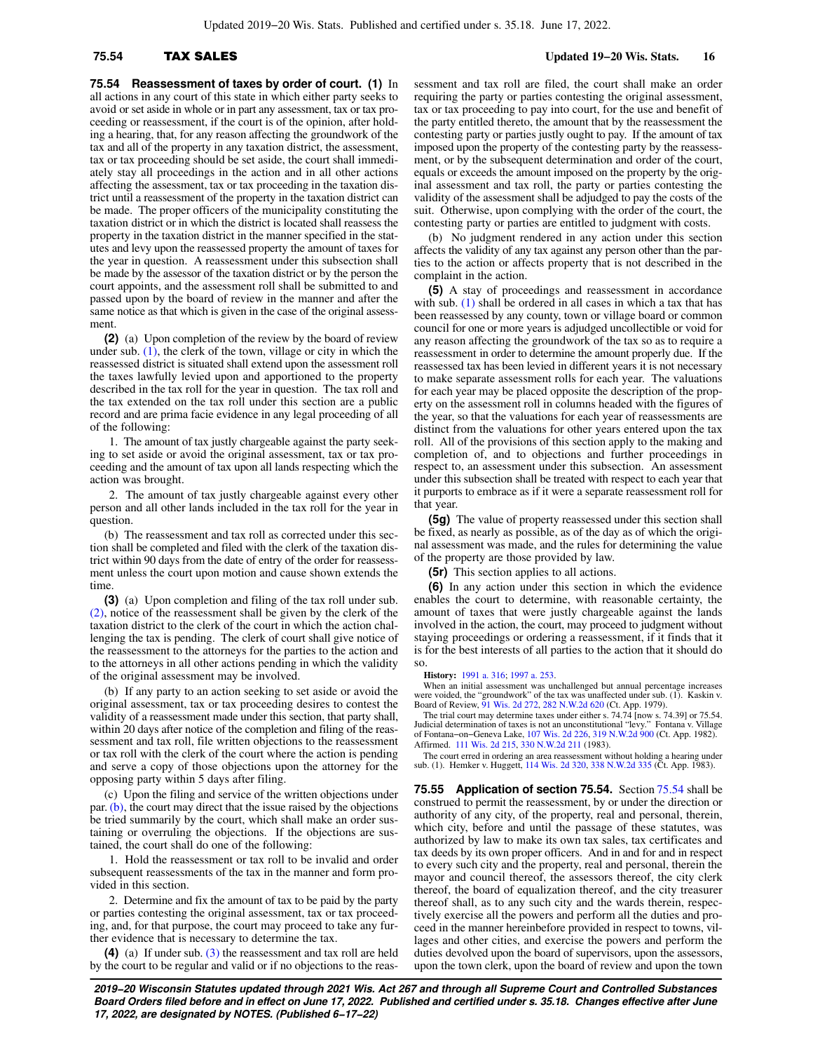**75.54 Reassessment of taxes by order of court.** **(1)** In all actions in any court of this state in which either party seeks to avoid or set aside in whole or in part any assessment, tax or tax proceeding or reassessment, if the court is of the opinion, after holding a hearing, that, for any reason affecting the groundwork of the tax and all of the property in any taxation district, the assessment, tax or tax proceeding should be set aside, the court shall immediately stay all proceedings in the action and in all other actions affecting the assessment, tax or tax proceeding in the taxation district until a reassessment of the property in the taxation district can be made. The proper officers of the municipality constituting the taxation district or in which the district is located shall reassess the property in the taxation district in the manner specified in the statutes and levy upon the reassessed property the amount of taxes for the year in question. A reassessment under this subsection shall be made by the assessor of the taxation district or by the person the court appoints, and the assessment roll shall be submitted to and passed upon by the board of review in the manner and after the same notice as that which is given in the case of the original assessment.

**(2)** (a) Upon completion of the review by the board of review under sub. (1), the clerk of the town, village or city in which the reassessed district is situated shall extend upon the assessment roll the taxes lawfully levied upon and apportioned to the property described in the tax roll for the year in question. The tax roll and the tax extended on the tax roll under this section are a public record and are prima facie evidence in any legal proceeding of all of the following:

1. The amount of tax justly chargeable against the party seeking to set aside or avoid the original assessment, tax or tax proceeding and the amount of tax upon all lands respecting which the action was brought.

2. The amount of tax justly chargeable against every other person and all other lands included in the tax roll for the year in question.

(b) The reassessment and tax roll as corrected under this section shall be completed and filed with the clerk of the taxation district within 90 days from the date of entry of the order for reassessment unless the court upon motion and cause shown extends the time.

**(3)** (a) Upon completion and filing of the tax roll under sub. (2), notice of the reassessment shall be given by the clerk of the taxation district to the clerk of the court in which the action challenging the tax is pending. The clerk of court shall give notice of the reassessment to the attorneys for the parties to the action and to the attorneys in all other actions pending in which the validity of the original assessment may be involved.

(b) If any party to an action seeking to set aside or avoid the original assessment, tax or tax proceeding desires to contest the validity of a reassessment made under this section, that party shall, within 20 days after notice of the completion and filing of the reassessment and tax roll, file written objections to the reassessment or tax roll with the clerk of the court where the action is pending and serve a copy of those objections upon the attorney for the opposing party within 5 days after filing.

(c) Upon the filing and service of the written objections under par. (b), the court may direct that the issue raised by the objections be tried summarily by the court, which shall make an order sustaining or overruling the objections. If the objections are sustained, the court shall do one of the following:

1. Hold the reassessment or tax roll to be invalid and order subsequent reassessments of the tax in the manner and form provided in this section.

2. Determine and fix the amount of tax to be paid by the party or parties contesting the original assessment, tax or tax proceeding, and, for that purpose, the court may proceed to take any further evidence that is necessary to determine the tax.

**(4)** (a) If under sub. (3) the reassessment and tax roll are held by the court to be regular and valid or if no objections to the reassessment and tax roll are filed, the court shall make an order requiring the party or parties contesting the original assessment, tax or tax proceeding to pay into court, for the use and benefit of the party entitled thereto, the amount that by the reassessment the contesting party or parties justly ought to pay. If the amount of tax imposed upon the property of the contesting party by the reassessment, or by the subsequent determination and order of the court, equals or exceeds the amount imposed on the property by the original assessment and tax roll, the party or parties contesting the validity of the assessment shall be adjudged to pay the costs of the suit. Otherwise, upon complying with the order of the court, the contesting party or parties are entitled to judgment with costs.

(b) No judgment rendered in any action under this section affects the validity of any tax against any person other than the parties to the action or affects property that is not described in the complaint in the action.

**(5)** A stay of proceedings and reassessment in accordance with sub. (1) shall be ordered in all cases in which a tax that has been reassessed by any county, town or village board or common council for one or more years is adjudged uncollectible or void for any reason affecting the groundwork of the tax so as to require a reassessment in order to determine the amount properly due. If the reassessed tax has been levied in different years it is not necessary to make separate assessment rolls for each year. The valuations for each year may be placed opposite the description of the property on the assessment roll in columns headed with the figures of the year, so that the valuations for each year of reassessments are distinct from the valuations for other years entered upon the tax roll. All of the provisions of this section apply to the making and completion of, and to objections and further proceedings in respect to, an assessment under this subsection. An assessment under this subsection shall be treated with respect to each year that it purports to embrace as if it were a separate reassessment roll for that year.

**(5g)** The value of property reassessed under this section shall be fixed, as nearly as possible, as of the day as of which the original assessment was made, and the rules for determining the value of the property are those provided by law.

**(5r)** This section applies to all actions.

**(6)** In any action under this section in which the evidence enables the court to determine, with reasonable certainty, the amount of taxes that were justly chargeable against the lands involved in the action, the court, may proceed to judgment without staying proceedings or ordering a reassessment, if it finds that it is for the best interests of all parties to the action that it should do so.

**History:** 1991 a. 316; 1997 a. 253.

When an initial assessment was unchallenged but annual percentage increases were voided, the "groundwork" of the tax was unaffected under sub. (1). Kaskin v. Board of Review, 91 Wis. 2d 272, 282 N.W.2d 620 (Ct. App. 1979).

The trial court may determine taxes under either s. 74.74 [now s. 74.39] or 75.54. Judicial determination of taxes is not an unconstitutional "levy." Fontana v. Village of Fontana-on-Geneva Lake, 107 Wis. 2d 226, 319 N.W.2d 900 (Ct. App. 1982). Affirmed. 111 Wis. 2d 215, 330 N.W.2d 211 (1983).

The court erred in ordering an area reassessment without holding a hearing under sub. (1). Hemker v. Huggett, 114 Wis. 2d 320, 338 N.W.2d 335 (Ct. App. 1983).

**75.55 Application of section 75.54.** Section 75.54 shall be construed to permit the reassessment, by or under the direction or authority of any city, of the property, real and personal, therein, which city, before and until the passage of these statutes, was authorized by law to make its own tax sales, tax certificates and tax deeds by its own proper officers. And in and for and in respect to every such city and the property, real and personal, therein the mayor and council thereof, the assessors thereof, the city clerk thereof, the board of equalization thereof, and the city treasurer thereof shall, as to any such city and the wards therein, respectively exercise all the powers and perform all the duties and proceed in the manner hereinbefore provided in respect to towns, villages and other cities, and exercise the powers and perform the duties devolved upon the board of supervisors, upon the assessors, upon the town clerk, upon the board of review and upon the town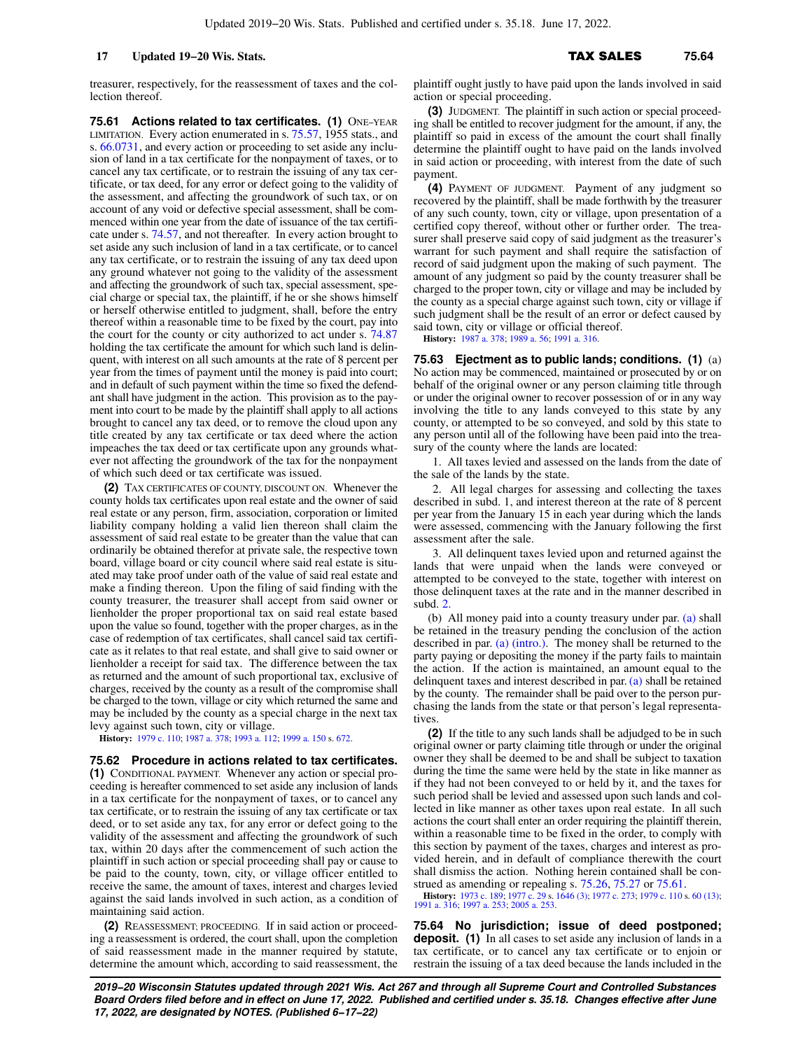treasurer, respectively, for the reassessment of taxes and the collection thereof.

**75.61 Actions related to tax certificates.** **(1)** ONE-YEAR LIMITATION. Every action enumerated in s. 75.57, 1955 stats., and s. 66.0731, and every action or proceeding to set aside any inclusion of land in a tax certificate for the nonpayment of taxes, or to cancel any tax certificate, or to restrain the issuing of any tax certificate, or tax deed, for any error or defect going to the validity of the assessment, and affecting the groundwork of such tax, or on account of any void or defective special assessment, shall be commenced within one year from the date of issuance of the tax certificate under s. 74.57, and not thereafter. In every action brought to set aside any such inclusion of land in a tax certificate, or to cancel any tax certificate, or to restrain the issuing of any tax deed upon any ground whatever not going to the validity of the assessment and affecting the groundwork of such tax, special assessment, special charge or special tax, the plaintiff, if he or she shows himself or herself otherwise entitled to judgment, shall, before the entry thereof within a reasonable time to be fixed by the court, pay into the court for the county or city authorized to act under s. 74.87 holding the tax certificate the amount for which such land is delinquent, with interest on all such amounts at the rate of 8 percent per year from the times of payment until the money is paid into court; and in default of such payment within the time so fixed the defendant shall have judgment in the action. This provision as to the payment into court to be made by the plaintiff shall apply to all actions brought to cancel any tax deed, or to remove the cloud upon any title created by any tax certificate or tax deed where the action impeaches the tax deed or tax certificate upon any grounds whatever not affecting the groundwork of the tax for the nonpayment of which such deed or tax certificate was issued.

**(2)** TAX CERTIFICATES OF COUNTY, DISCOUNT ON. Whenever the county holds tax certificates upon real estate and the owner of said real estate or any person, firm, association, corporation or limited liability company holding a valid lien thereon shall claim the assessment of said real estate to be greater than the value that can ordinarily be obtained therefor at private sale, the respective town board, village board or city council where said real estate is situated may take proof under oath of the value of said real estate and make a finding thereon. Upon the filing of said finding with the county treasurer, the treasurer shall accept from said owner or lienholder the proper proportional tax on said real estate based upon the value so found, together with the proper charges, as in the case of redemption of tax certificates, shall cancel said tax certificate as it relates to that real estate, and shall give to said owner or lienholder a receipt for said tax. The difference between the tax as returned and the amount of such proportional tax, exclusive of charges, received by the county as a result of the compromise shall be charged to the town, village or city which returned the same and may be included by the county as a special charge in the next tax levy against such town, city or village.

**History:** 1979 c. 110; 1987 a. 378; 1993 a. 112; 1999 a. 150 s. 672.

**75.62 Procedure in actions related to tax certificates.** **(1)** CONDITIONAL PAYMENT. Whenever any action or special proceeding is hereafter commenced to set aside any inclusion of lands in a tax certificate for the nonpayment of taxes, or to cancel any tax certificate, or to restrain the issuing of any tax certificate or tax deed, or to set aside any tax, for any error or defect going to the validity of the assessment and affecting the groundwork of such tax, within 20 days after the commencement of such action the plaintiff in such action or special proceeding shall pay or cause to be paid to the county, town, city, or village officer entitled to receive the same, the amount of taxes, interest and charges levied against the said lands involved in such action, as a condition of maintaining said action.

**(2)** REASSESSMENT; PROCEEDING. If in said action or proceeding a reassessment is ordered, the court shall, upon the completion of said reassessment made in the manner required by statute, determine the amount which, according to said reassessment, the plaintiff ought justly to have paid upon the lands involved in said action or special proceeding.

**(3)** JUDGMENT. The plaintiff in such action or special proceeding shall be entitled to recover judgment for the amount, if any, the plaintiff so paid in excess of the amount the court shall finally determine the plaintiff ought to have paid on the lands involved in said action or proceeding, with interest from the date of such payment.

**(4)** PAYMENT OF JUDGMENT. Payment of any judgment so recovered by the plaintiff, shall be made forthwith by the treasurer of any such county, town, city or village, upon presentation of a certified copy thereof, without other or further order. The treasurer shall preserve said copy of said judgment as the treasurer's warrant for such payment and shall require the satisfaction of record of said judgment upon the making of such payment. The amount of any judgment so paid by the county treasurer shall be charged to the proper town, city or village and may be included by the county as a special charge against such town, city or village if such judgment shall be the result of an error or defect caused by said town, city or village or official thereof.

**History:** 1987 a. 378; 1989 a. 56; 1991 a. 316.

**75.63 Ejectment as to public lands; conditions.** **(1)** (a) No action may be commenced, maintained or prosecuted by or on behalf of the original owner or any person claiming title through or under the original owner to recover possession of or in any way involving the title to any lands conveyed to this state by any county, or attempted to be so conveyed, and sold by this state to any person until all of the following have been paid into the treasury of the county where the lands are located:

1. All taxes levied and assessed on the lands from the date of the sale of the lands by the state.

2. All legal charges for assessing and collecting the taxes described in subd. 1, and interest thereon at the rate of 8 percent per year from the January 15 in each year during which the lands were assessed, commencing with the January following the first assessment after the sale.

3. All delinquent taxes levied upon and returned against the lands that were unpaid when the lands were conveyed or attempted to be conveyed to the state, together with interest on those delinquent taxes at the rate and in the manner described in subd. 2.

(b) All money paid into a county treasury under par. (a) shall be retained in the treasury pending the conclusion of the action described in par. (a) (intro.). The money shall be returned to the party paying or depositing the money if the party fails to maintain the action. If the action is maintained, an amount equal to the delinquent taxes and interest described in par. (a) shall be retained by the county. The remainder shall be paid over to the person purchasing the lands from the state or that person's legal representatives.

**(2)** If the title to any such lands shall be adjudged to be in such original owner or party claiming title through or under the original owner they shall be deemed to be and shall be subject to taxation during the time the same were held by the state in like manner as if they had not been conveyed to or held by it, and the taxes for such period shall be levied and assessed upon such lands and collected in like manner as other taxes upon real estate. In all such actions the court shall enter an order requiring the plaintiff therein, within a reasonable time to be fixed in the order, to comply with this section by payment of the taxes, charges and interest as provided herein, and in default of compliance therewith the court shall dismiss the action. Nothing herein contained shall be construed as amending or repealing s. 75.26, 75.27 or 75.61.

**History:** 1973 c. 189; 1977 c. 29 s. 1646 (3); 1977 c. 273; 1979 c. 110 s. 60 (13); 1991 a. 316; 1997 a. 253; 2005 a. 253.

**75.64 No jurisdiction; issue of deed postponed; deposit.** **(1)** In all cases to set aside any inclusion of lands in a tax certificate, or to cancel any tax certificate or to enjoin or restrain the issuing of a tax deed because the lands included in the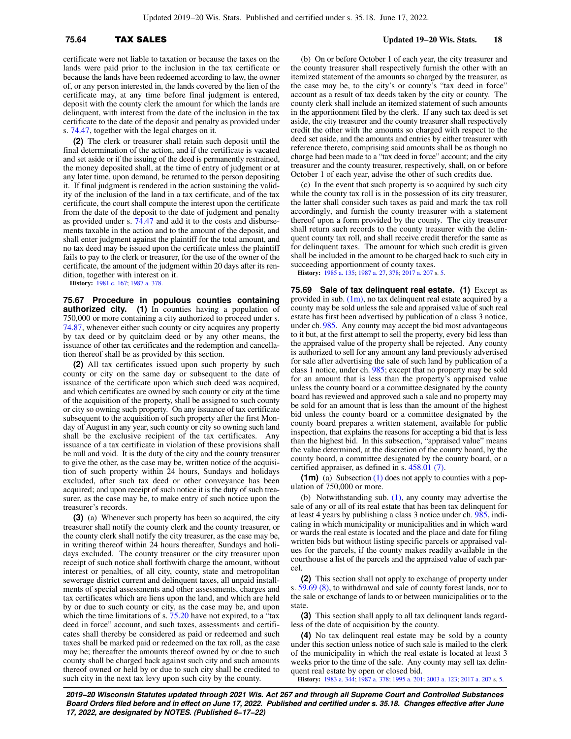certificate were not liable to taxation or because the taxes on the lands were paid prior to the inclusion in the tax certificate or because the lands have been redeemed according to law, the owner of, or any person interested in, the lands covered by the lien of the certificate may, at any time before final judgment is entered, deposit with the county clerk the amount for which the lands are delinquent, with interest from the date of the inclusion in the tax certificate to the date of the deposit and penalty as provided under s. 74.47, together with the legal charges on it.

**(2)** The clerk or treasurer shall retain such deposit until the final determination of the action, and if the certificate is vacated and set aside or if the issuing of the deed is permanently restrained, the money deposited shall, at the time of entry of judgment or at any later time, upon demand, be returned to the person depositing it. If final judgment is rendered in the action sustaining the validity of the inclusion of the land in a tax certificate, and of the tax certificate, the court shall compute the interest upon the certificate from the date of the deposit to the date of judgment and penalty as provided under s. 74.47 and add it to the costs and disbursements taxable in the action and to the amount of the deposit, and shall enter judgment against the plaintiff for the total amount, and no tax deed may be issued upon the certificate unless the plaintiff fails to pay to the clerk or treasurer, for the use of the owner of the certificate, the amount of the judgment within 20 days after its rendition, together with interest on it.

**History:** 1981 c. 167; 1987 a. 378.

**75.67 Procedure in populous counties containing authorized city.** **(1)** In counties having a population of 750,000 or more containing a city authorized to proceed under s. 74.87, whenever either such county or city acquires any property by tax deed or by quitclaim deed or by any other means, the issuance of other tax certificates and the redemption and cancellation thereof shall be as provided by this section.

**(2)** All tax certificates issued upon such property by such county or city on the same day or subsequent to the date of issuance of the certificate upon which such deed was acquired, and which certificates are owned by such county or city at the time of the acquisition of the property, shall be assigned to such county or city so owning such property. On any issuance of tax certificate subsequent to the acquisition of such property after the first Monday of August in any year, such county or city so owning such land shall be the exclusive recipient of the tax certificates. Any issuance of a tax certificate in violation of these provisions shall be null and void. It is the duty of the city and the county treasurer to give the other, as the case may be, written notice of the acquisition of such property within 24 hours, Sundays and holidays excluded, after such tax deed or other conveyance has been acquired; and upon receipt of such notice it is the duty of such treasurer, as the case may be, to make entry of such notice upon the treasurer's records.

**(3)** (a) Whenever such property has been so acquired, the city treasurer shall notify the county clerk and the county treasurer, or the county clerk shall notify the city treasurer, as the case may be, in writing thereof within 24 hours thereafter, Sundays and holidays excluded. The county treasurer or the city treasurer upon receipt of such notice shall forthwith charge the amount, without interest or penalties, of all city, county, state and metropolitan sewerage district current and delinquent taxes, all unpaid installments of special assessments and other assessments, charges and tax certificates which are liens upon the land, and which are held by or due to such county or city, as the case may be, and upon which the time limitations of s. 75.20 have not expired, to a "tax deed in force" account, and such taxes, assessments and certificates shall thereby be considered as paid or redeemed and such taxes shall be marked paid or redeemed on the tax roll, as the case may be; thereafter the amounts thereof owned by or due to such county shall be charged back against such city and such amounts thereof owned or held by or due to such city shall be credited to such city in the next tax levy upon such city by the county.

(b) On or before October 1 of each year, the city treasurer and the county treasurer shall respectively furnish the other with an itemized statement of the amounts so charged by the treasurer, as the case may be, to the city's or county's "tax deed in force" account as a result of tax deeds taken by the city or county. The county clerk shall include an itemized statement of such amounts in the apportionment filed by the clerk. If any such tax deed is set aside, the city treasurer and the county treasurer shall respectively credit the other with the amounts so charged with respect to the deed set aside, and the amounts and entries by either treasurer with reference thereto, comprising said amounts shall be as though no charge had been made to a "tax deed in force" account; and the city treasurer and the county treasurer, respectively, shall, on or before October 1 of each year, advise the other of such credits due.

(c) In the event that such property is so acquired by such city while the county tax roll is in the possession of its city treasurer, the latter shall consider such taxes as paid and mark the tax roll accordingly, and furnish the county treasurer with a statement thereof upon a form provided by the county. The city treasurer shall return such records to the county treasurer with the delinquent county tax roll, and shall receive credit therefor the same as for delinquent taxes. The amount for which such credit is given shall be included in the amount to be charged back to such city in succeeding apportionment of county taxes.

**History:** 1985 a. 135; 1987 a. 27, 378; 2017 a. 207 s. 5.

**75.69 Sale of tax delinquent real estate.** **(1)** Except as provided in sub. (1m), no tax delinquent real estate acquired by a county may be sold unless the sale and appraised value of such real estate has first been advertised by publication of a class 3 notice, under ch. 985. Any county may accept the bid most advantageous to it but, at the first attempt to sell the property, every bid less than the appraised value of the property shall be rejected. Any county is authorized to sell for any amount any land previously advertised for sale after advertising the sale of such land by publication of a class 1 notice, under ch. 985; except that no property may be sold for an amount that is less than the property's appraised value unless the county board or a committee designated by the county board has reviewed and approved such a sale and no property may be sold for an amount that is less than the amount of the highest bid unless the county board or a committee designated by the county board prepares a written statement, available for public inspection, that explains the reasons for accepting a bid that is less than the highest bid. In this subsection, "appraised value" means the value determined, at the discretion of the county board, by the county board, a committee designated by the county board, or a certified appraiser, as defined in s. 458.01 (7).

**(1m)** (a) Subsection (1) does not apply to counties with a population of 750,000 or more.

(b) Notwithstanding sub. (1), any county may advertise the sale of any or all of its real estate that has been tax delinquent for at least 4 years by publishing a class 3 notice under ch. 985, indicating in which municipality or municipalities and in which ward or wards the real estate is located and the place and date for filing written bids but without listing specific parcels or appraised values for the parcels, if the county makes readily available in the courthouse a list of the parcels and the appraised value of each parcel.

**(2)** This section shall not apply to exchange of property under s. 59.69 (8), to withdrawal and sale of county forest lands, nor to the sale or exchange of lands to or between municipalities or to the state.

**(3)** This section shall apply to all tax delinquent lands regardless of the date of acquisition by the county.

**(4)** No tax delinquent real estate may be sold by a county under this section unless notice of such sale is mailed to the clerk of the municipality in which the real estate is located at least 3 weeks prior to the time of the sale. Any county may sell tax delinquent real estate by open or closed bid.

**History:** 1983 a. 344; 1987 a. 378; 1995 a. 201; 2003 a. 123; 2017 a. 207 s. 5.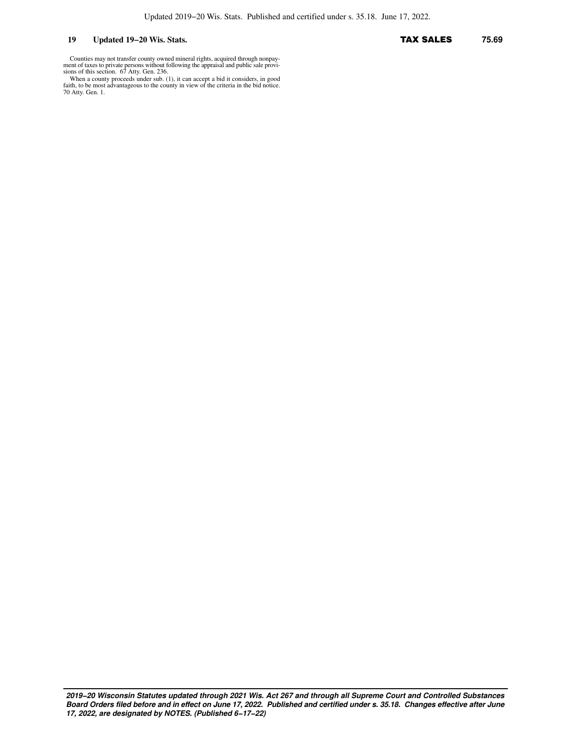Counties may not transfer county owned mineral rights, acquired through nonpayment of taxes to private persons without following the appraisal and public sale provisions of this section. 67 Atty. Gen. 236.

When a county proceeds under sub. (1), it can accept a bid it considers, in good faith, to be most advantageous to the county in view of the criteria in the bid notice. 70 Atty. Gen. 1.